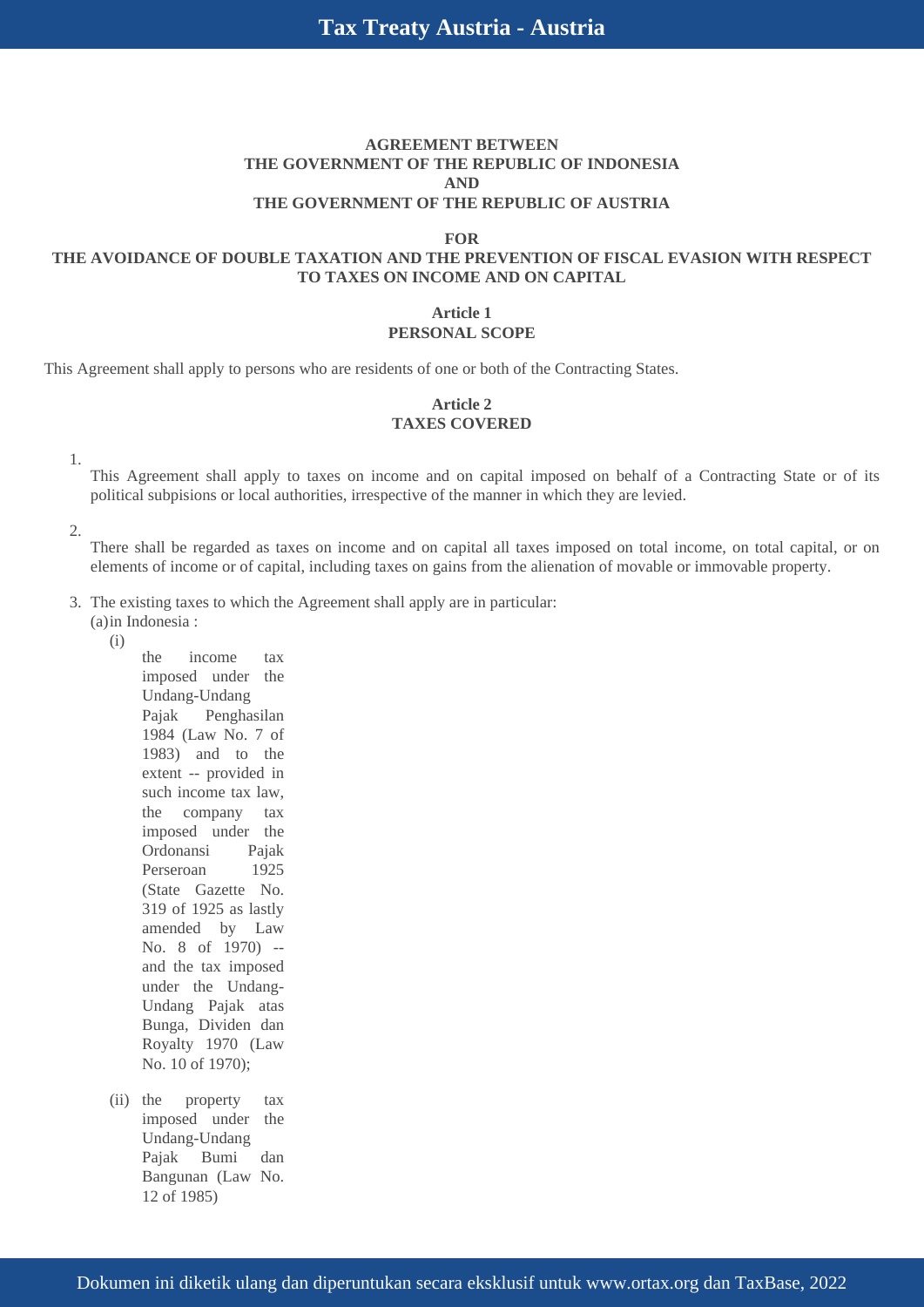**AGREEMENT BETWEEN**
**THE GOVERNMENT OF THE REPUBLIC OF INDONESIA**
**AND**
**THE GOVERNMENT OF THE REPUBLIC OF AUSTRIA**

**FOR**
**THE AVOIDANCE OF DOUBLE TAXATION AND THE PREVENTION OF FISCAL EVASION WITH RESPECT TO TAXES ON INCOME AND ON CAPITAL**

## Article 1
## PERSONAL SCOPE

This Agreement shall apply to persons who are residents of one or both of the Contracting States.

## Article 2
## TAXES COVERED

1. This Agreement shall apply to taxes on income and on capital imposed on behalf of a Contracting State or of its political subpisions or local authorities, irrespective of the manner in which they are levied.

2. There shall be regarded as taxes on income and on capital all taxes imposed on total income, on total capital, or on elements of income or of capital, including taxes on gains from the alienation of movable or immovable property.

3. The existing taxes to which the Agreement shall apply are in particular:
   (a) in Indonesia :
      (i) the income tax imposed under the Undang-Undang Pajak Penghasilan 1984 (Law No. 7 of 1983) and to the extent -- provided in such income tax law, the company tax imposed under the Ordonansi Pajak Perseroan 1925 (State Gazette No. 319 of 1925 as lastly amended by Law No. 8 of 1970) -- and the tax imposed under the Undang-Undang Pajak atas Bunga, Dividen dan Royalty 1970 (Law No. 10 of 1970);

      (ii) the property tax imposed under the Undang-Undang Pajak Bumi dan Bangunan (Law No. 12 of 1985)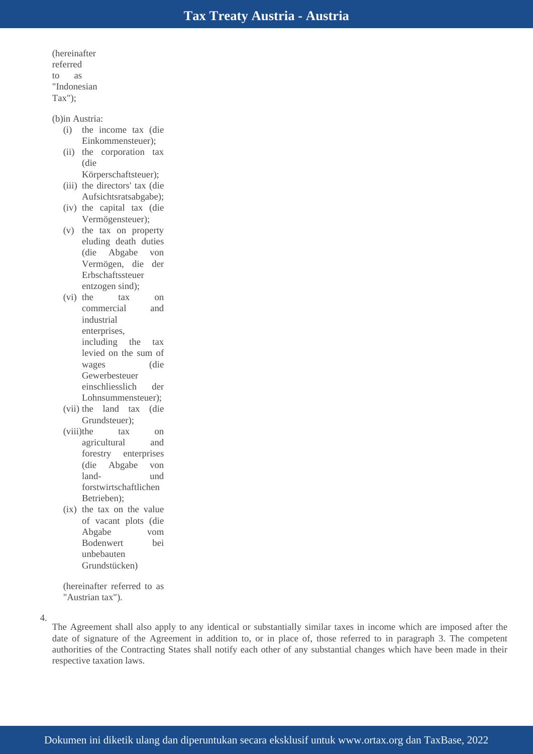(hereinafter referred to as "Indonesian Tax");

(b) in Austria:

(i) the income tax (die Einkommensteuer);

(ii) the corporation tax (die Körperschaftsteuer);

(iii) the directors' tax (die Aufsichtsratsabgabe);

(iv) the capital tax (die Vermögensteuer);

(v) the tax on property eluding death duties (die Abgabe von Vermögen, die der Erbschaftssteuer entzogen sind);

(vi) the tax on commercial and industrial enterprises, including the tax levied on the sum of wages (die Gewerbesteuer einschliesslich der Lohnsummensteuer);

(vii) the land tax (die Grundsteuer);

(viii) the tax on agricultural and forestry enterprises (die Abgabe von land- und forstwirtschaftlichen Betrieben);

(ix) the tax on the value of vacant plots (die Abgabe vom Bodenwert bei unbebauten Grundstücken)

(hereinafter referred to as "Austrian tax").

4. The Agreement shall also apply to any identical or substantially similar taxes in income which are imposed after the date of signature of the Agreement in addition to, or in place of, those referred to in paragraph 3. The competent authorities of the Contracting States shall notify each other of any substantial changes which have been made in their respective taxation laws.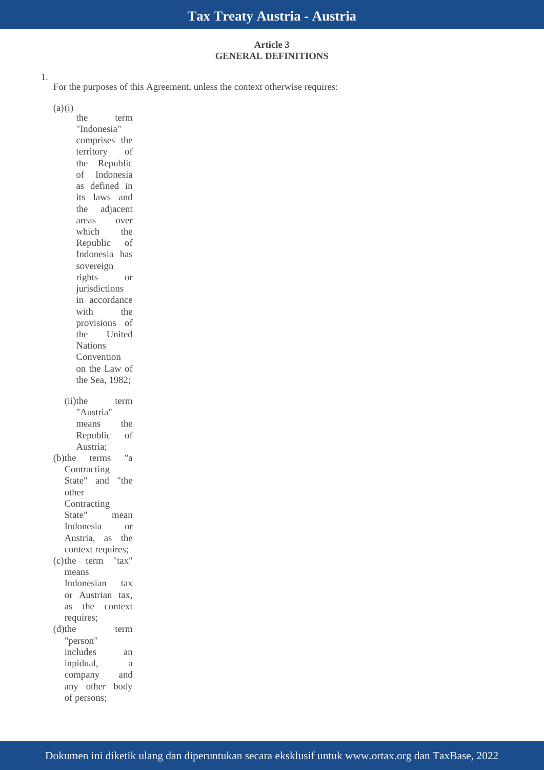### Article 3
### GENERAL DEFINITIONS

1. For the purposes of this Agreement, unless the context otherwise requires:

(a)(i) the term "Indonesia" comprises the territory of the Republic of Indonesia as defined in its laws and the adjacent areas over which the Republic of Indonesia has sovereign rights or jurisdictions in accordance with the provisions of the United Nations Convention on the Law of the Sea, 1982;

(ii) the term "Austria" means the Republic of Austria;

(b) the terms "a Contracting State" and "the other Contracting State" mean Indonesia or Austria, as the context requires;

(c) the term "tax" means Indonesian tax or Austrian tax, as the context requires;

(d) the term "person" includes an inpidual, a company and any other body of persons;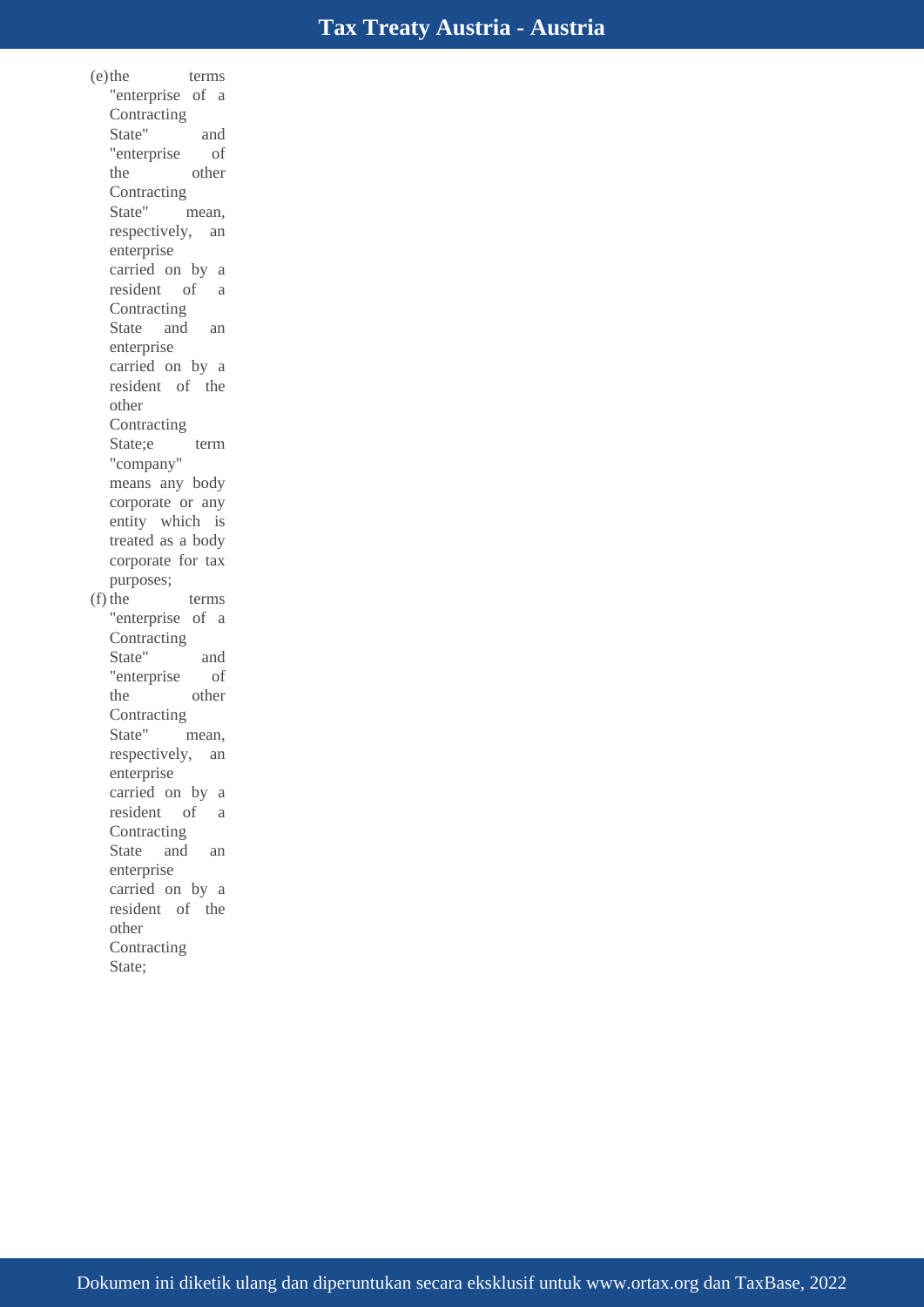(e) the terms "enterprise of a Contracting State" and "enterprise of the other Contracting State" mean, respectively, an enterprise carried on by a resident of a Contracting State and an enterprise carried on by a resident of the other Contracting State;e term "company" means any body corporate or any entity which is treated as a body corporate for tax purposes;

(f) the terms "enterprise of a Contracting State" and "enterprise of the other Contracting State" mean, respectively, an enterprise carried on by a resident of a Contracting State and an enterprise carried on by a resident of the other Contracting State;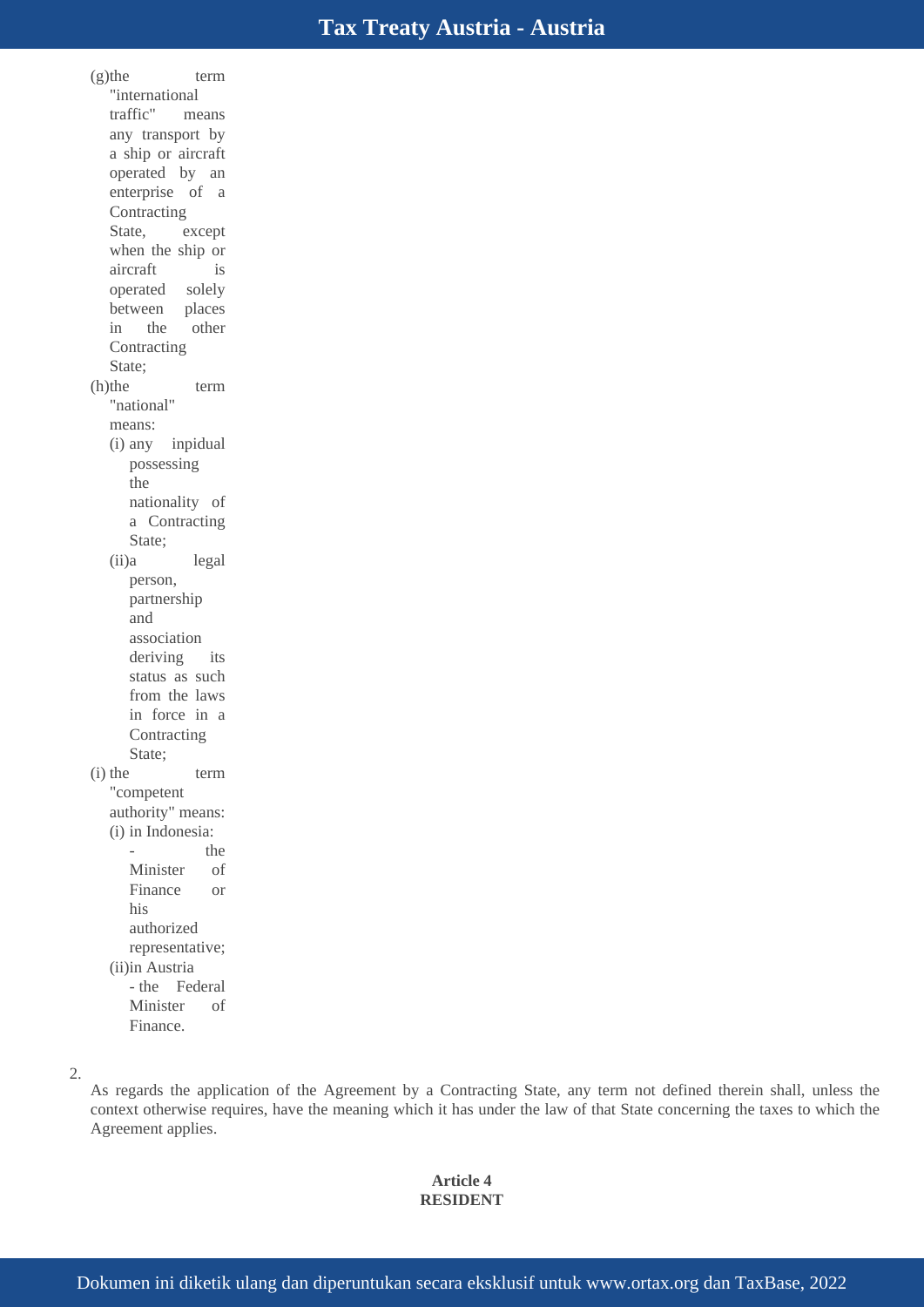(g) the term "international traffic" means any transport by a ship or aircraft operated by an enterprise of a Contracting State, except when the ship or aircraft is operated solely between places in the other Contracting State;

(h) the term "national" means:

   (i) any inpidual possessing the nationality of a Contracting State;

   (ii) a legal person, partnership and association deriving its status as such from the laws in force in a Contracting State;

(i) the term "competent authority" means:

   (i) in Indonesia:
      - the Minister of Finance or his authorized representative;

   (ii) in Austria
      - the Federal Minister of Finance.

2. As regards the application of the Agreement by a Contracting State, any term not defined therein shall, unless the context otherwise requires, have the meaning which it has under the law of that State concerning the taxes to which the Agreement applies.

**Article 4**
**RESIDENT**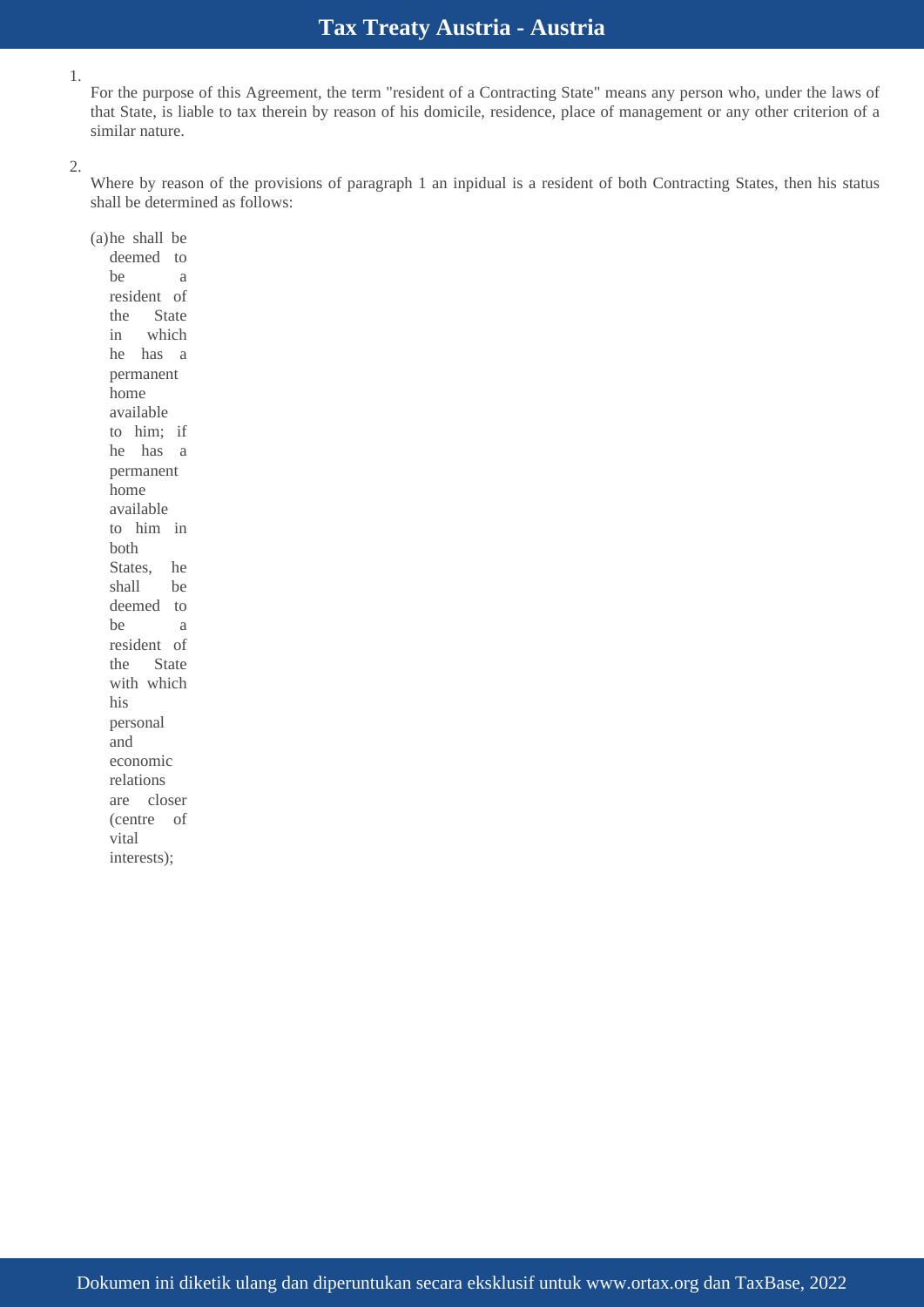1. For the purpose of this Agreement, the term "resident of a Contracting State" means any person who, under the laws of that State, is liable to tax therein by reason of his domicile, residence, place of management or any other criterion of a similar nature.

2. Where by reason of the provisions of paragraph 1 an inpidual is a resident of both Contracting States, then his status shall be determined as follows:

   (a) he shall be deemed to be a resident of the State in which he has a permanent home available to him; if he has a permanent home available to him in both States, he shall be deemed to be a resident of the State with which his personal and economic relations are closer (centre of vital interests);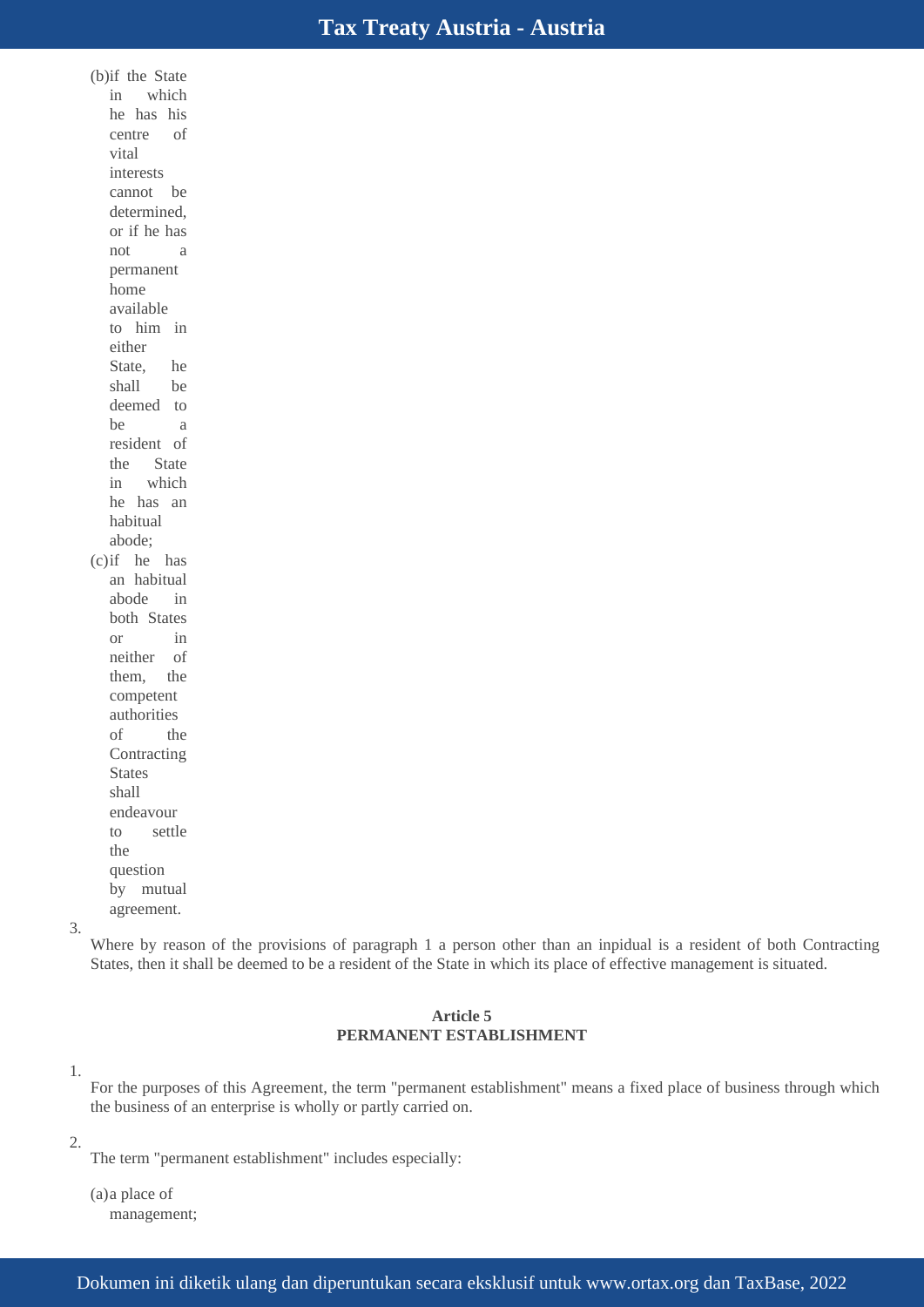(b) if the State in which he has his centre of vital interests cannot be determined, or if he has not a permanent home available to him in either State, he shall be deemed to be a resident of the State in which he has an habitual abode;

(c) if he has an habitual abode in both States or in neither of them, the competent authorities of the Contracting States shall endeavour to settle the question by mutual agreement.

3. Where by reason of the provisions of paragraph 1 a person other than an inpidual is a resident of both Contracting States, then it shall be deemed to be a resident of the State in which its place of effective management is situated.

## Article 5
## PERMANENT ESTABLISHMENT

1. For the purposes of this Agreement, the term "permanent establishment" means a fixed place of business through which the business of an enterprise is wholly or partly carried on.

2. The term "permanent establishment" includes especially:

(a) a place of management;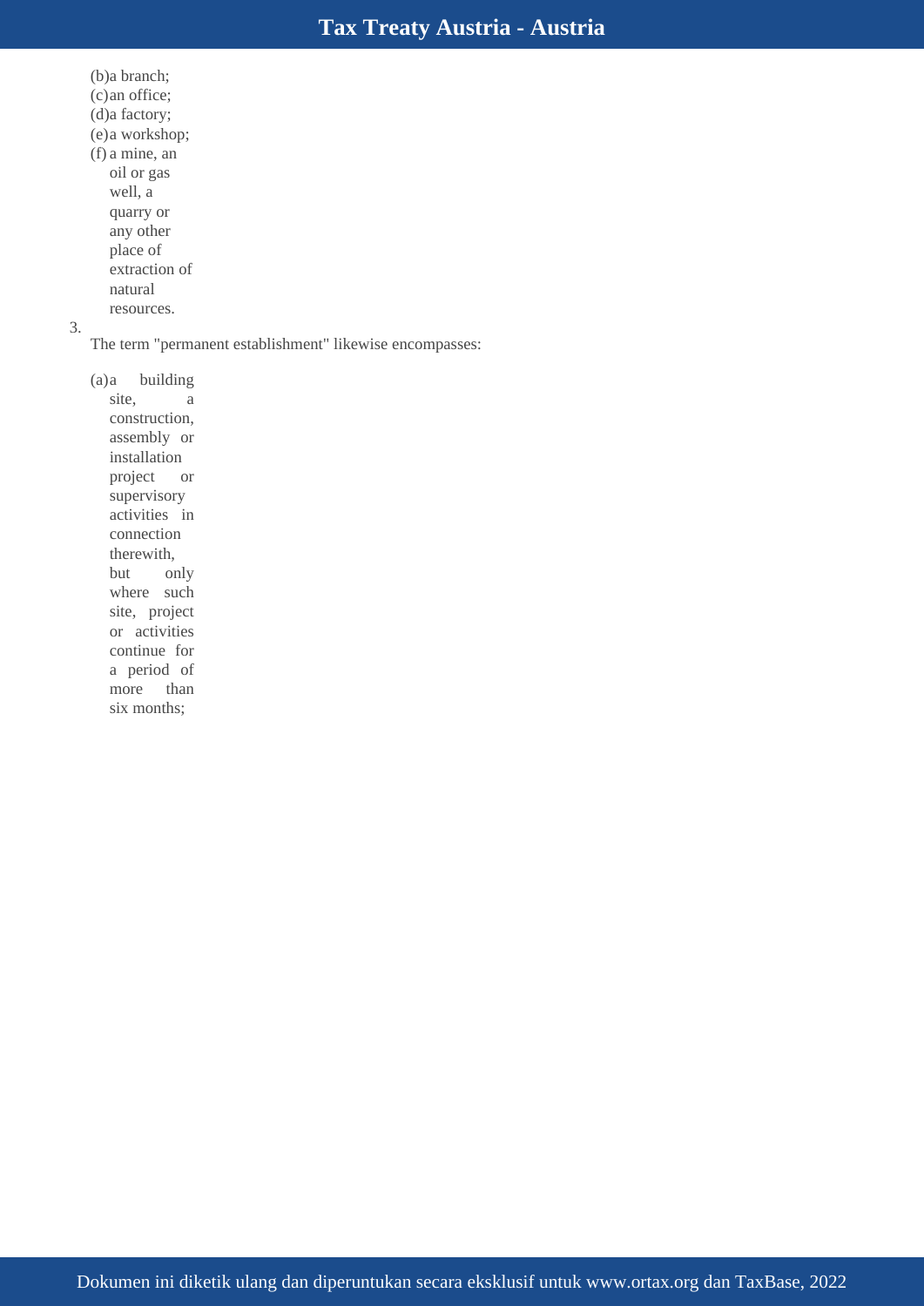(b) a branch;
(c) an office;
(d) a factory;
(e) a workshop;
(f) a mine, an oil or gas well, a quarry or any other place of extraction of natural resources.

3.

The term "permanent establishment" likewise encompasses:

(a) a building site, a construction, assembly or installation project or supervisory activities in connection therewith, but only where such site, project or activities continue for a period of more than six months;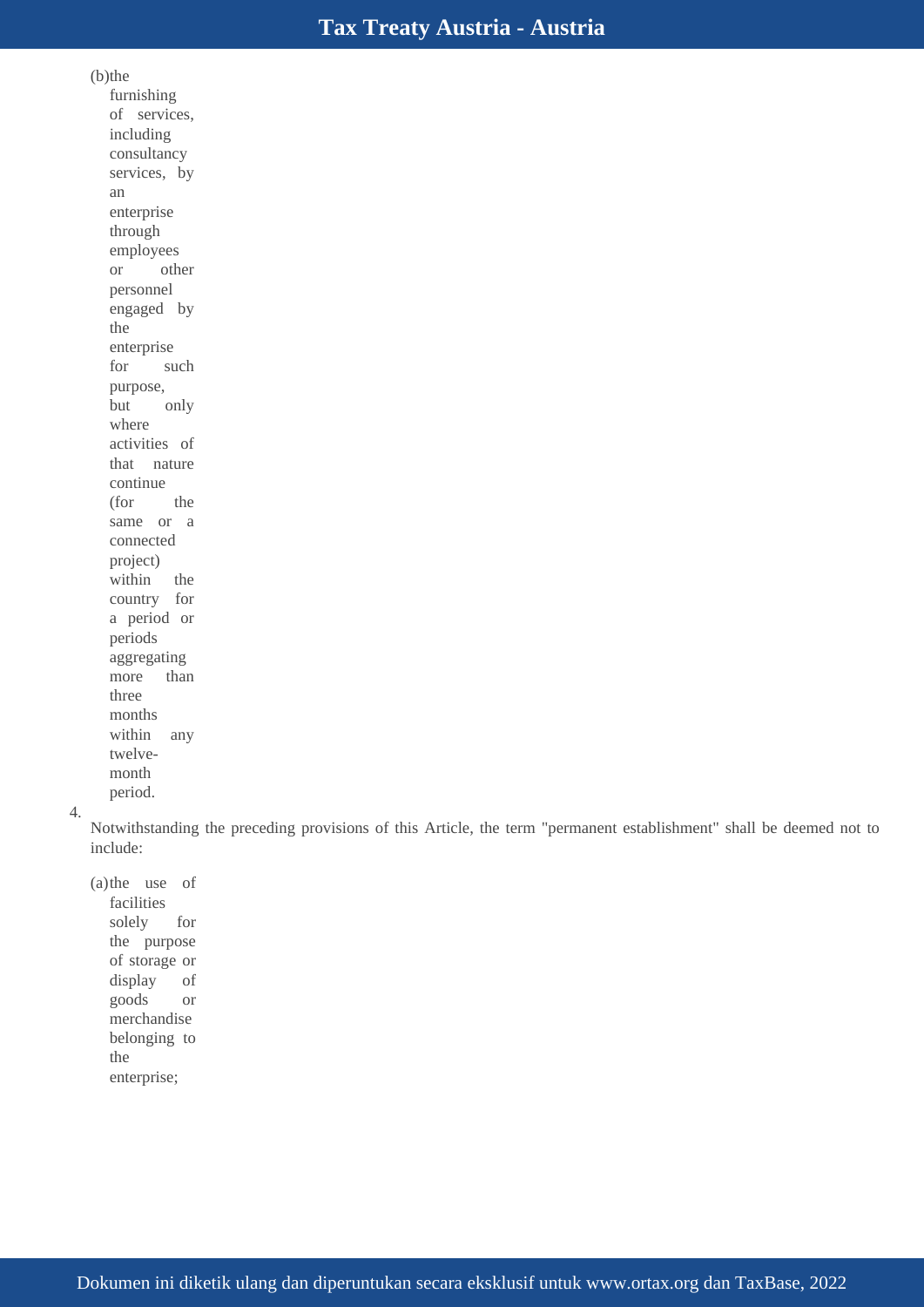(b) the furnishing of services, including consultancy services, by an enterprise through employees or other personnel engaged by the enterprise for such purpose, but only where activities of that nature continue (for the same or a connected project) within the country for a period or periods aggregating more than three months within any twelve-month period.

4. Notwithstanding the preceding provisions of this Article, the term "permanent establishment" shall be deemed not to include:

(a) the use of facilities solely for the purpose of storage or display of goods or merchandise belonging to the enterprise;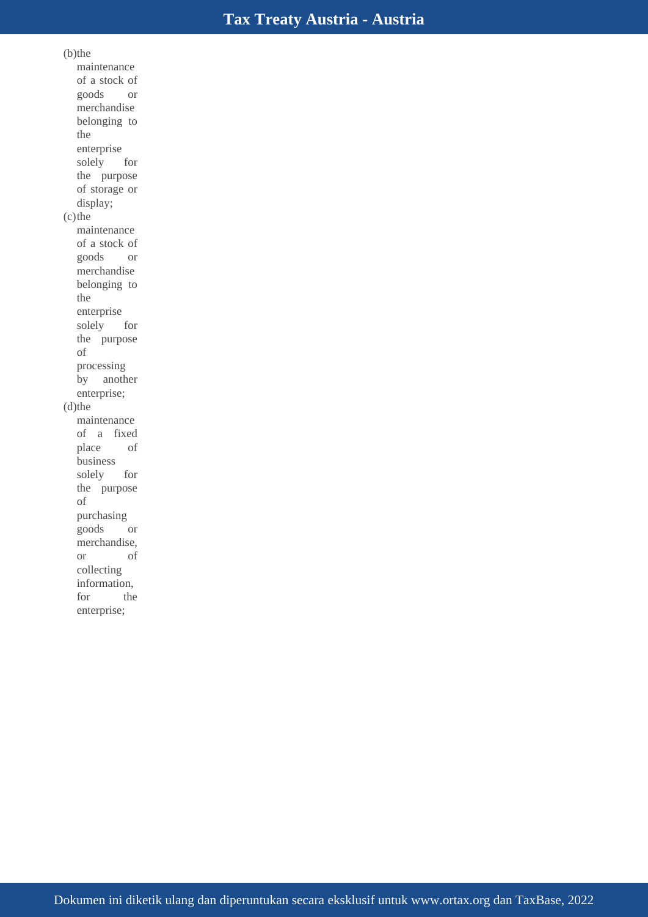(b) the maintenance of a stock of goods or merchandise belonging to the enterprise solely for the purpose of storage or display;

(c) the maintenance of a stock of goods or merchandise belonging to the enterprise solely for the purpose of processing by another enterprise;

(d) the maintenance of a fixed place of business solely for the purpose of purchasing goods or merchandise, or of collecting information, for the enterprise;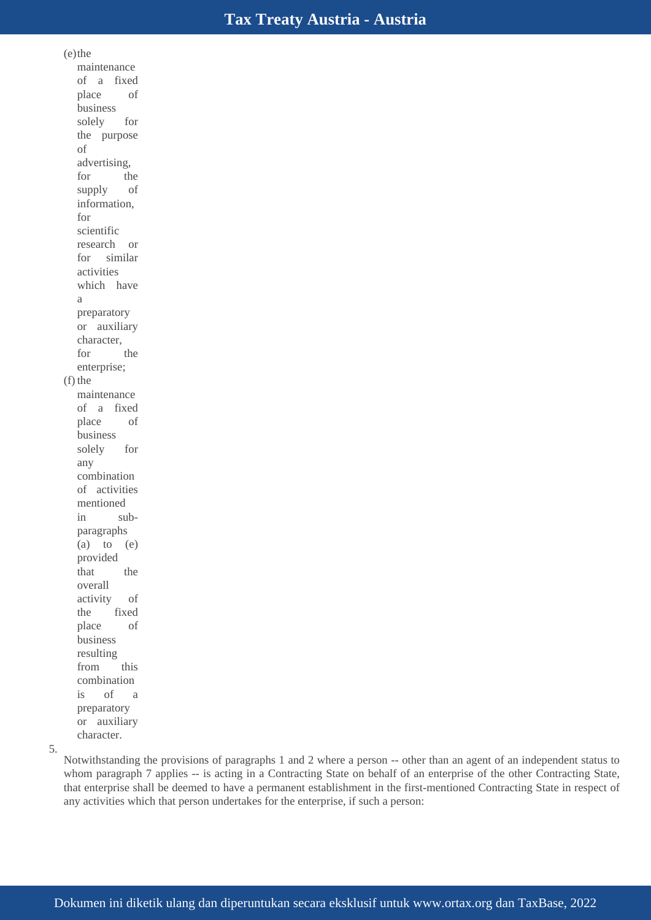(e) the maintenance of a fixed place of business solely for the purpose of advertising, for the supply of information, for scientific research or for similar activities which have a preparatory or auxiliary character, for the enterprise;

(f) the maintenance of a fixed place of business solely for any combination of activities mentioned in sub-paragraphs (a) to (e) provided that the overall activity of the fixed place of business resulting from this combination is of a preparatory or auxiliary character.

5. Notwithstanding the provisions of paragraphs 1 and 2 where a person -- other than an agent of an independent status to whom paragraph 7 applies -- is acting in a Contracting State on behalf of an enterprise of the other Contracting State, that enterprise shall be deemed to have a permanent establishment in the first-mentioned Contracting State in respect of any activities which that person undertakes for the enterprise, if such a person: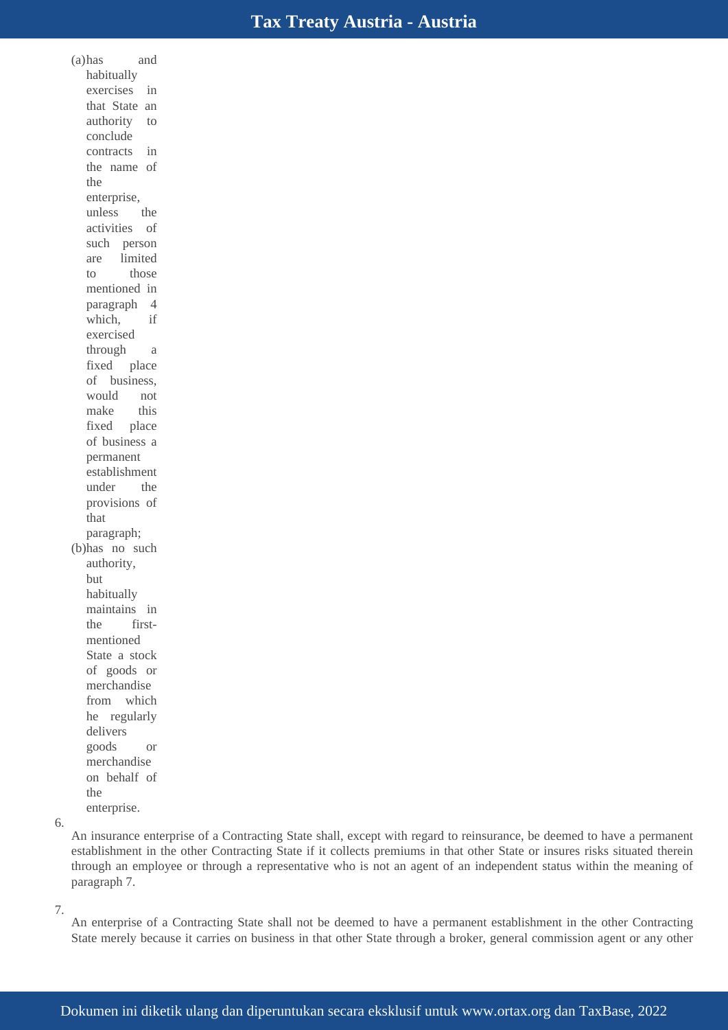(a) has and habitually exercises in that State an authority to conclude contracts in the name of the enterprise, unless the activities of such person are limited to those mentioned in paragraph 4 which, if exercised through a fixed place of business, would not make this fixed place of business a permanent establishment under the provisions of that paragraph;

(b) has no such authority, but habitually maintains in the first-mentioned State a stock of goods or merchandise from which he regularly delivers goods or merchandise on behalf of the enterprise.

6. An insurance enterprise of a Contracting State shall, except with regard to reinsurance, be deemed to have a permanent establishment in the other Contracting State if it collects premiums in that other State or insures risks situated therein through an employee or through a representative who is not an agent of an independent status within the meaning of paragraph 7.

7. An enterprise of a Contracting State shall not be deemed to have a permanent establishment in the other Contracting State merely because it carries on business in that other State through a broker, general commission agent or any other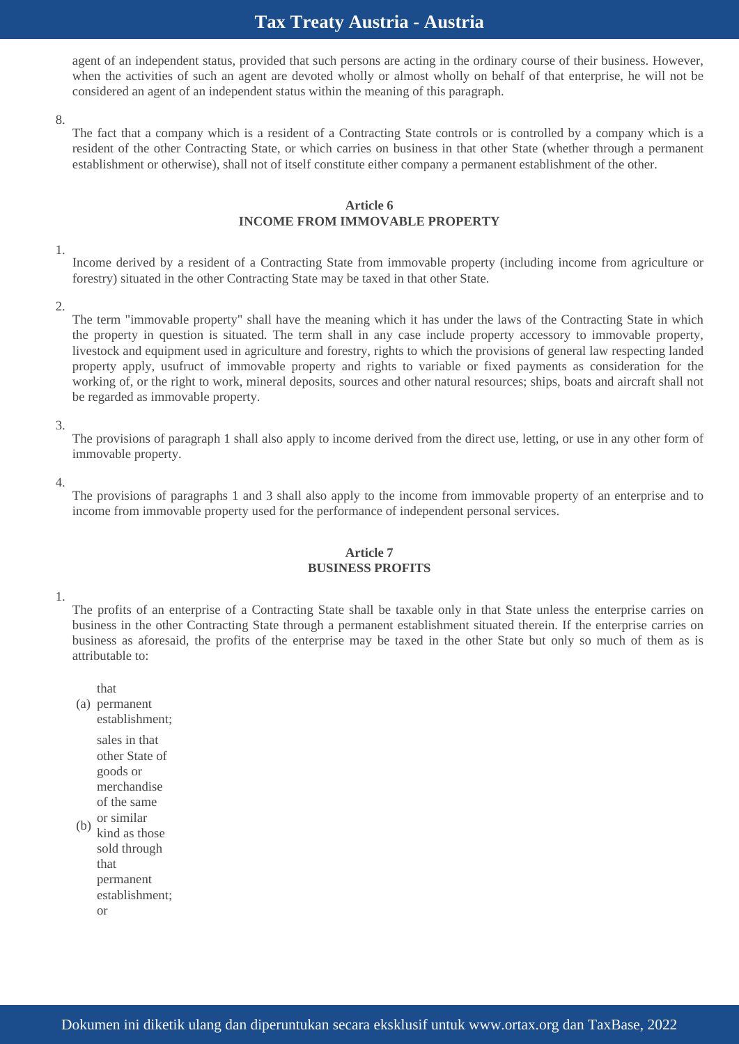agent of an independent status, provided that such persons are acting in the ordinary course of their business. However, when the activities of such an agent are devoted wholly or almost wholly on behalf of that enterprise, he will not be considered an agent of an independent status within the meaning of this paragraph.

8. The fact that a company which is a resident of a Contracting State controls or is controlled by a company which is a resident of the other Contracting State, or which carries on business in that other State (whether through a permanent establishment or otherwise), shall not of itself constitute either company a permanent establishment of the other.

**Article 6**
**INCOME FROM IMMOVABLE PROPERTY**

1. Income derived by a resident of a Contracting State from immovable property (including income from agriculture or forestry) situated in the other Contracting State may be taxed in that other State.

2. The term "immovable property" shall have the meaning which it has under the laws of the Contracting State in which the property in question is situated. The term shall in any case include property accessory to immovable property, livestock and equipment used in agriculture and forestry, rights to which the provisions of general law respecting landed property apply, usufruct of immovable property and rights to variable or fixed payments as consideration for the working of, or the right to work, mineral deposits, sources and other natural resources; ships, boats and aircraft shall not be regarded as immovable property.

3. The provisions of paragraph 1 shall also apply to income derived from the direct use, letting, or use in any other form of immovable property.

4. The provisions of paragraphs 1 and 3 shall also apply to the income from immovable property of an enterprise and to income from immovable property used for the performance of independent personal services.

**Article 7**
**BUSINESS PROFITS**

1. The profits of an enterprise of a Contracting State shall be taxable only in that State unless the enterprise carries on business in the other Contracting State through a permanent establishment situated therein. If the enterprise carries on business as aforesaid, the profits of the enterprise may be taxed in the other State but only so much of them as is attributable to:

(a) that permanent establishment;

(b) sales in that other State of goods or merchandise of the same or similar kind as those sold through that permanent establishment; or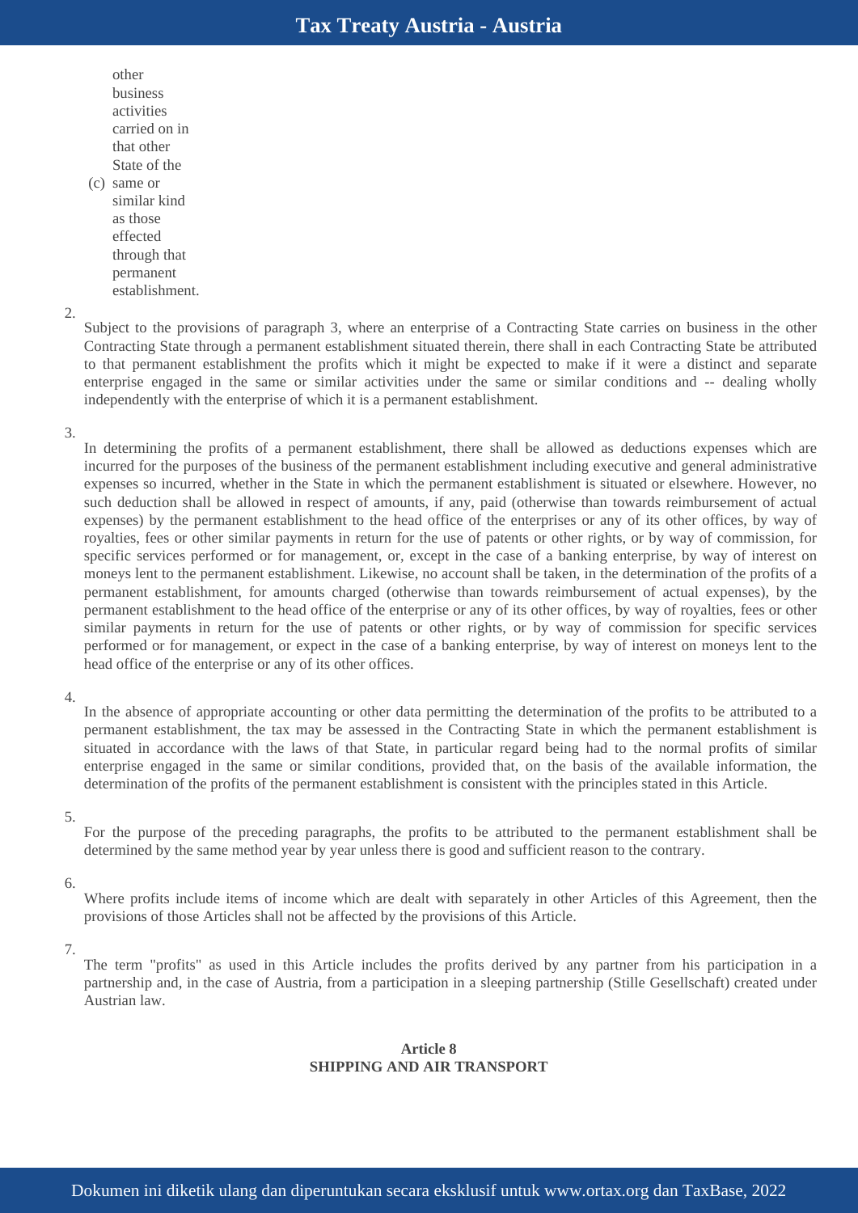(c) other business activities carried on in that other State of the same or similar kind as those effected through that permanent establishment.

2. Subject to the provisions of paragraph 3, where an enterprise of a Contracting State carries on business in the other Contracting State through a permanent establishment situated therein, there shall in each Contracting State be attributed to that permanent establishment the profits which it might be expected to make if it were a distinct and separate enterprise engaged in the same or similar activities under the same or similar conditions and -- dealing wholly independently with the enterprise of which it is a permanent establishment.

3. In determining the profits of a permanent establishment, there shall be allowed as deductions expenses which are incurred for the purposes of the business of the permanent establishment including executive and general administrative expenses so incurred, whether in the State in which the permanent establishment is situated or elsewhere. However, no such deduction shall be allowed in respect of amounts, if any, paid (otherwise than towards reimbursement of actual expenses) by the permanent establishment to the head office of the enterprises or any of its other offices, by way of royalties, fees or other similar payments in return for the use of patents or other rights, or by way of commission, for specific services performed or for management, or, except in the case of a banking enterprise, by way of interest on moneys lent to the permanent establishment. Likewise, no account shall be taken, in the determination of the profits of a permanent establishment, for amounts charged (otherwise than towards reimbursement of actual expenses), by the permanent establishment to the head office of the enterprise or any of its other offices, by way of royalties, fees or other similar payments in return for the use of patents or other rights, or by way of commission for specific services performed or for management, or expect in the case of a banking enterprise, by way of interest on moneys lent to the head office of the enterprise or any of its other offices.

4. In the absence of appropriate accounting or other data permitting the determination of the profits to be attributed to a permanent establishment, the tax may be assessed in the Contracting State in which the permanent establishment is situated in accordance with the laws of that State, in particular regard being had to the normal profits of similar enterprise engaged in the same or similar conditions, provided that, on the basis of the available information, the determination of the profits of the permanent establishment is consistent with the principles stated in this Article.

5. For the purpose of the preceding paragraphs, the profits to be attributed to the permanent establishment shall be determined by the same method year by year unless there is good and sufficient reason to the contrary.

6. Where profits include items of income which are dealt with separately in other Articles of this Agreement, then the provisions of those Articles shall not be affected by the provisions of this Article.

7. The term "profits" as used in this Article includes the profits derived by any partner from his participation in a partnership and, in the case of Austria, from a participation in a sleeping partnership (Stille Gesellschaft) created under Austrian law.

## Article 8
## SHIPPING AND AIR TRANSPORT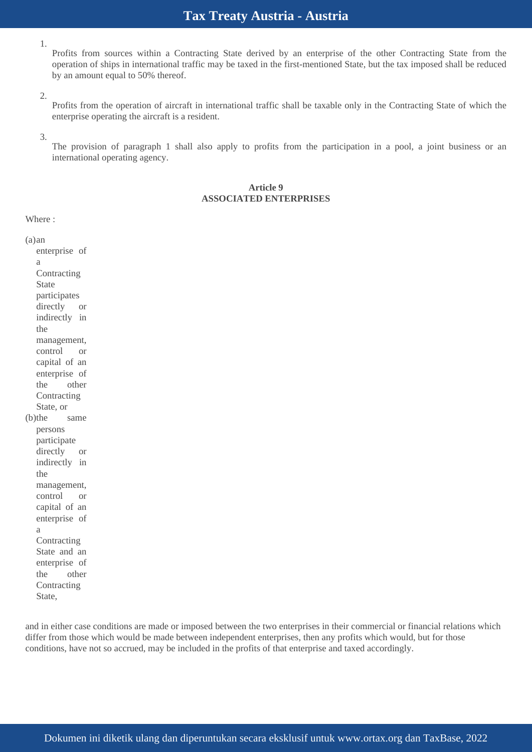1. Profits from sources within a Contracting State derived by an enterprise of the other Contracting State from the operation of ships in international traffic may be taxed in the first-mentioned State, but the tax imposed shall be reduced by an amount equal to 50% thereof.

2. Profits from the operation of aircraft in international traffic shall be taxable only in the Contracting State of which the enterprise operating the aircraft is a resident.

3. The provision of paragraph 1 shall also apply to profits from the participation in a pool, a joint business or an international operating agency.

**Article 9**
**ASSOCIATED ENTERPRISES**

Where :

(a) an enterprise of a Contracting State participates directly or indirectly in the management, control or capital of an enterprise of the other Contracting State, or

(b) the same persons participate directly or indirectly in the management, control or capital of an enterprise of a Contracting State and an enterprise of the other Contracting State,

and in either case conditions are made or imposed between the two enterprises in their commercial or financial relations which differ from those which would be made between independent enterprises, then any profits which would, but for those conditions, have not so accrued, may be included in the profits of that enterprise and taxed accordingly.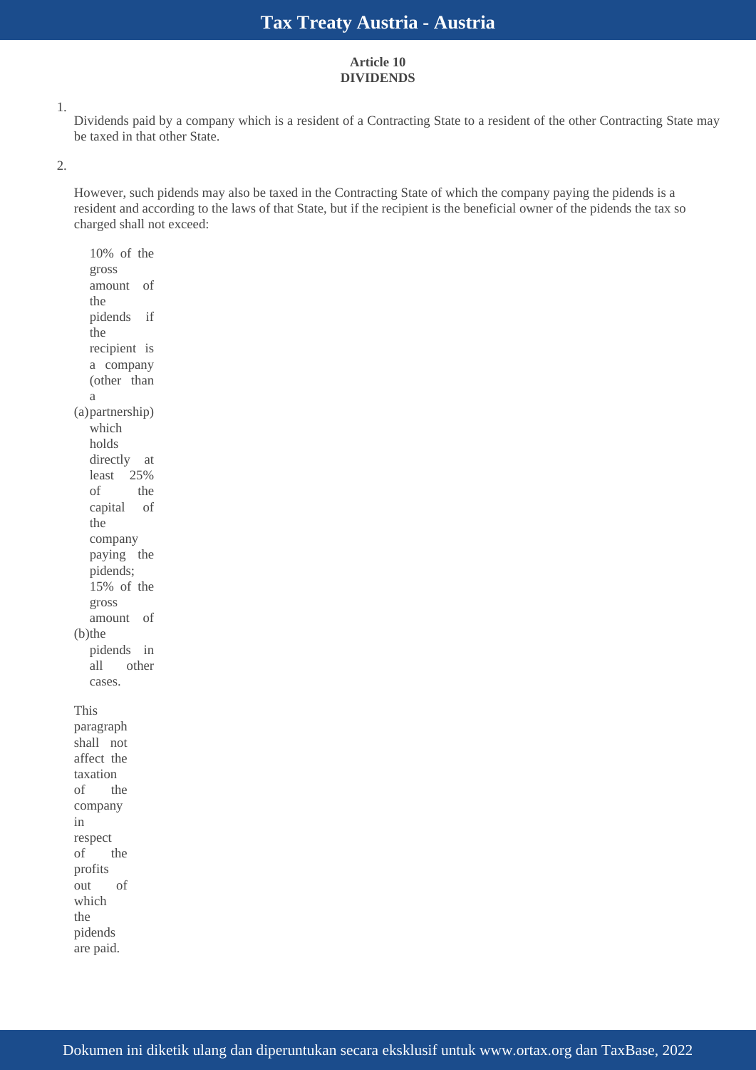### Article 10
### DIVIDENDS

1. Dividends paid by a company which is a resident of a Contracting State to a resident of the other Contracting State may be taxed in that other State.

2. However, such pidends may also be taxed in the Contracting State of which the company paying the pidends is a resident and according to the laws of that State, but if the recipient is the beneficial owner of the pidends the tax so charged shall not exceed:

   (a) 10% of the gross amount of the pidends if the recipient is a company (other than a partnership) which holds directly at least 25% of the capital of the company paying the pidends;

   (b) 15% of the gross amount of the pidends in all other cases.

   This paragraph shall not affect the taxation of the company in respect of the profits out of which the pidends are paid.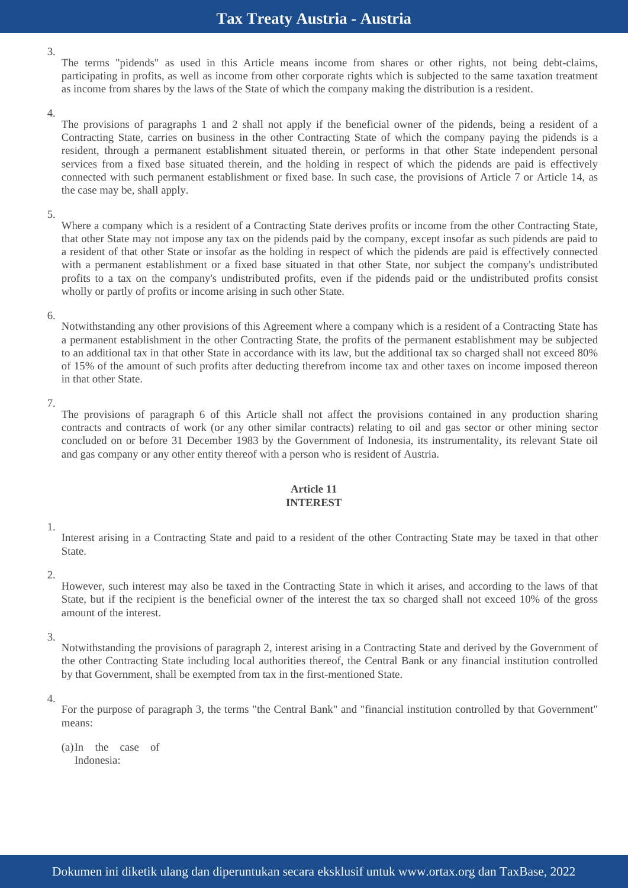3. The terms "pidends" as used in this Article means income from shares or other rights, not being debt-claims, participating in profits, as well as income from other corporate rights which is subjected to the same taxation treatment as income from shares by the laws of the State of which the company making the distribution is a resident.

4. The provisions of paragraphs 1 and 2 shall not apply if the beneficial owner of the pidends, being a resident of a Contracting State, carries on business in the other Contracting State of which the company paying the pidends is a resident, through a permanent establishment situated therein, or performs in that other State independent personal services from a fixed base situated therein, and the holding in respect of which the pidends are paid is effectively connected with such permanent establishment or fixed base. In such case, the provisions of Article 7 or Article 14, as the case may be, shall apply.

5. Where a company which is a resident of a Contracting State derives profits or income from the other Contracting State, that other State may not impose any tax on the pidends paid by the company, except insofar as such pidends are paid to a resident of that other State or insofar as the holding in respect of which the pidends are paid is effectively connected with a permanent establishment or a fixed base situated in that other State, nor subject the company's undistributed profits to a tax on the company's undistributed profits, even if the pidends paid or the undistributed profits consist wholly or partly of profits or income arising in such other State.

6. Notwithstanding any other provisions of this Agreement where a company which is a resident of a Contracting State has a permanent establishment in the other Contracting State, the profits of the permanent establishment may be subjected to an additional tax in that other State in accordance with its law, but the additional tax so charged shall not exceed 80% of 15% of the amount of such profits after deducting therefrom income tax and other taxes on income imposed thereon in that other State.

7. The provisions of paragraph 6 of this Article shall not affect the provisions contained in any production sharing contracts and contracts of work (or any other similar contracts) relating to oil and gas sector or other mining sector concluded on or before 31 December 1983 by the Government of Indonesia, its instrumentality, its relevant State oil and gas company or any other entity thereof with a person who is resident of Austria.

## Article 11
## INTEREST

1. Interest arising in a Contracting State and paid to a resident of the other Contracting State may be taxed in that other State.

2. However, such interest may also be taxed in the Contracting State in which it arises, and according to the laws of that State, but if the recipient is the beneficial owner of the interest the tax so charged shall not exceed 10% of the gross amount of the interest.

3. Notwithstanding the provisions of paragraph 2, interest arising in a Contracting State and derived by the Government of the other Contracting State including local authorities thereof, the Central Bank or any financial institution controlled by that Government, shall be exempted from tax in the first-mentioned State.

4. For the purpose of paragraph 3, the terms "the Central Bank" and "financial institution controlled by that Government" means:

(a) In the case of Indonesia: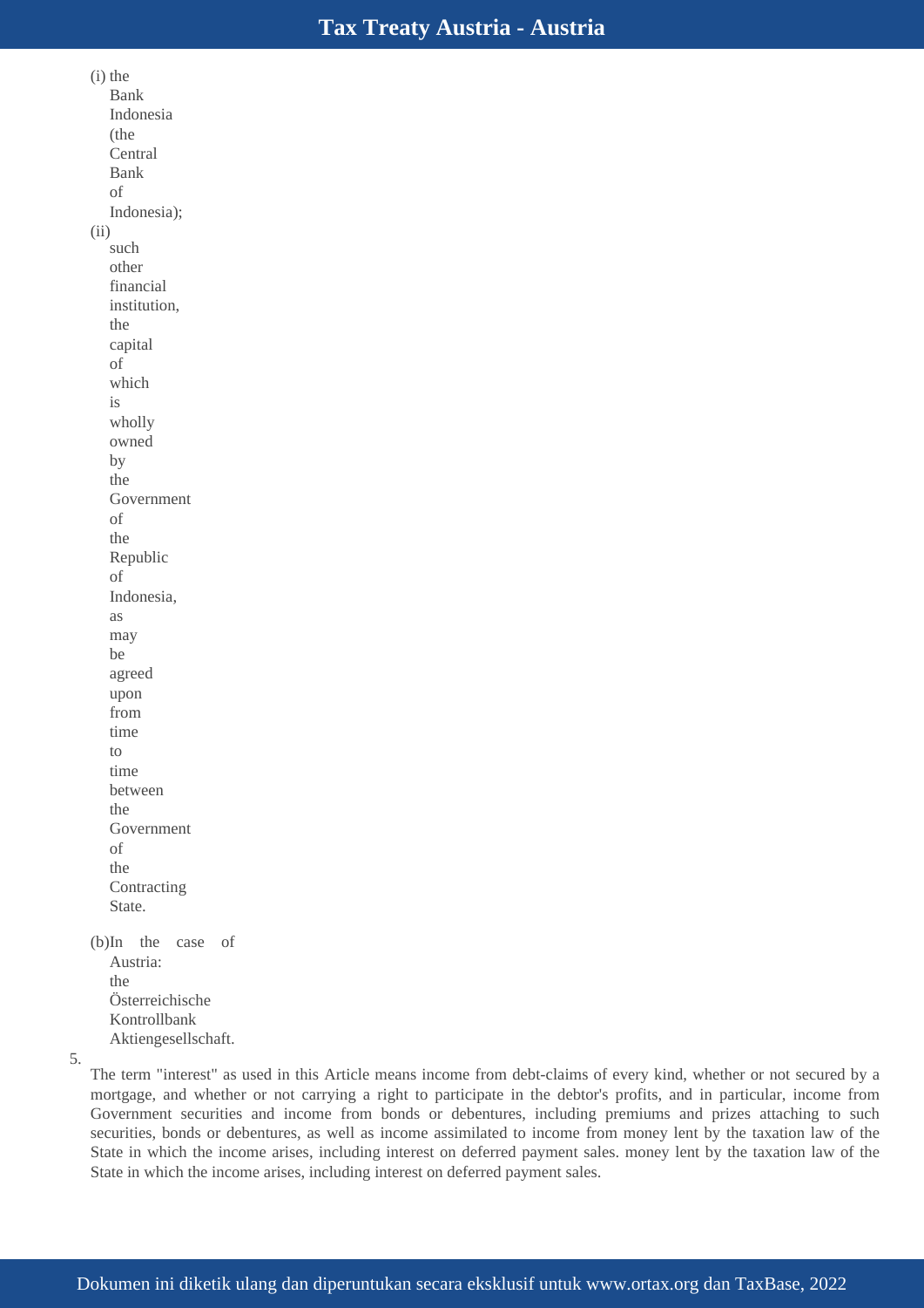(i) the Bank Indonesia (the Central Bank of Indonesia);

(ii) such other financial institution, the capital of which is wholly owned by the Government of the Republic of Indonesia, as may be agreed upon from time to time between the Government of the Contracting State.

(b) In the case of Austria: the Österreichische Kontrollbank Aktiengesellschaft.

5. The term "interest" as used in this Article means income from debt-claims of every kind, whether or not secured by a mortgage, and whether or not carrying a right to participate in the debtor's profits, and in particular, income from Government securities and income from bonds or debentures, including premiums and prizes attaching to such securities, bonds or debentures, as well as income assimilated to income from money lent by the taxation law of the State in which the income arises, including interest on deferred payment sales. money lent by the taxation law of the State in which the income arises, including interest on deferred payment sales.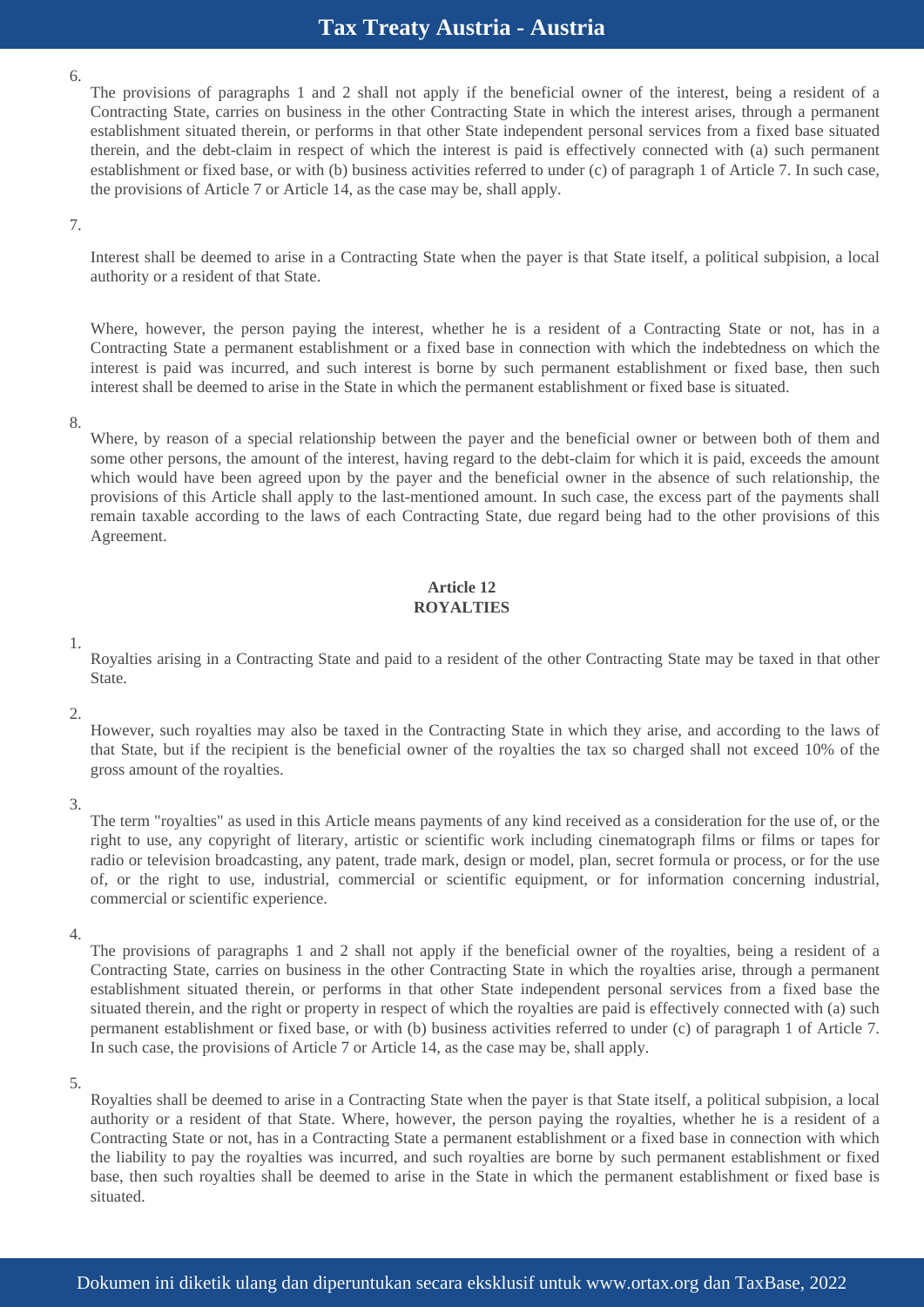6. The provisions of paragraphs 1 and 2 shall not apply if the beneficial owner of the interest, being a resident of a Contracting State, carries on business in the other Contracting State in which the interest arises, through a permanent establishment situated therein, or performs in that other State independent personal services from a fixed base situated therein, and the debt-claim in respect of which the interest is paid is effectively connected with (a) such permanent establishment or fixed base, or with (b) business activities referred to under (c) of paragraph 1 of Article 7. In such case, the provisions of Article 7 or Article 14, as the case may be, shall apply.

7. Interest shall be deemed to arise in a Contracting State when the payer is that State itself, a political subpision, a local authority or a resident of that State.

   Where, however, the person paying the interest, whether he is a resident of a Contracting State or not, has in a Contracting State a permanent establishment or a fixed base in connection with which the indebtedness on which the interest is paid was incurred, and such interest is borne by such permanent establishment or fixed base, then such interest shall be deemed to arise in the State in which the permanent establishment or fixed base is situated.

8. Where, by reason of a special relationship between the payer and the beneficial owner or between both of them and some other persons, the amount of the interest, having regard to the debt-claim for which it is paid, exceeds the amount which would have been agreed upon by the payer and the beneficial owner in the absence of such relationship, the provisions of this Article shall apply to the last-mentioned amount. In such case, the excess part of the payments shall remain taxable according to the laws of each Contracting State, due regard being had to the other provisions of this Agreement.

## Article 12
## ROYALTIES

1. Royalties arising in a Contracting State and paid to a resident of the other Contracting State may be taxed in that other State.

2. However, such royalties may also be taxed in the Contracting State in which they arise, and according to the laws of that State, but if the recipient is the beneficial owner of the royalties the tax so charged shall not exceed 10% of the gross amount of the royalties.

3. The term "royalties" as used in this Article means payments of any kind received as a consideration for the use of, or the right to use, any copyright of literary, artistic or scientific work including cinematograph films or films or tapes for radio or television broadcasting, any patent, trade mark, design or model, plan, secret formula or process, or for the use of, or the right to use, industrial, commercial or scientific equipment, or for information concerning industrial, commercial or scientific experience.

4. The provisions of paragraphs 1 and 2 shall not apply if the beneficial owner of the royalties, being a resident of a Contracting State, carries on business in the other Contracting State in which the royalties arise, through a permanent establishment situated therein, or performs in that other State independent personal services from a fixed base the situated therein, and the right or property in respect of which the royalties are paid is effectively connected with (a) such permanent establishment or fixed base, or with (b) business activities referred to under (c) of paragraph 1 of Article 7. In such case, the provisions of Article 7 or Article 14, as the case may be, shall apply.

5. Royalties shall be deemed to arise in a Contracting State when the payer is that State itself, a political subpision, a local authority or a resident of that State. Where, however, the person paying the royalties, whether he is a resident of a Contracting State or not, has in a Contracting State a permanent establishment or a fixed base in connection with which the liability to pay the royalties was incurred, and such royalties are borne by such permanent establishment or fixed base, then such royalties shall be deemed to arise in the State in which the permanent establishment or fixed base is situated.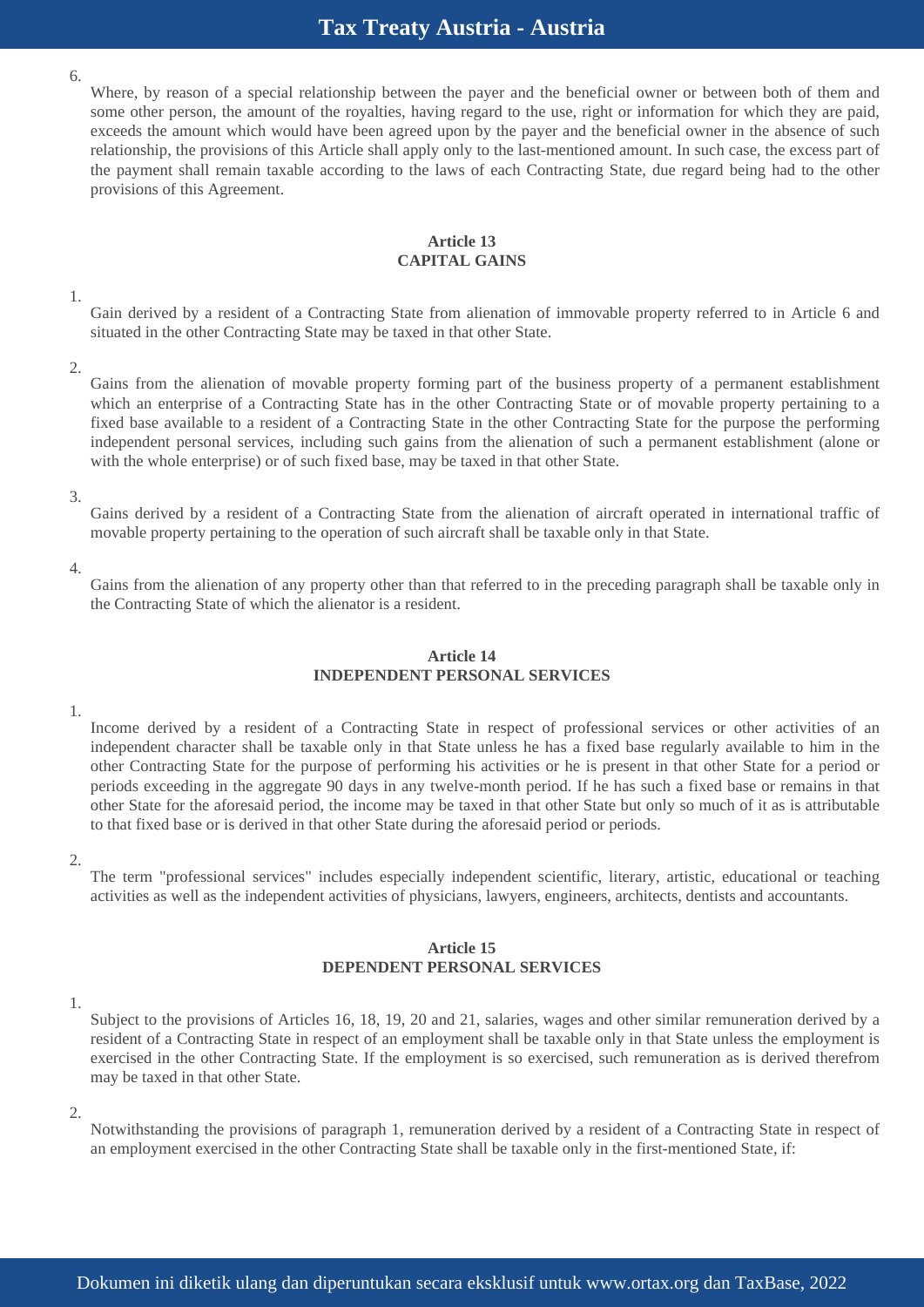6. Where, by reason of a special relationship between the payer and the beneficial owner or between both of them and some other person, the amount of the royalties, having regard to the use, right or information for which they are paid, exceeds the amount which would have been agreed upon by the payer and the beneficial owner in the absence of such relationship, the provisions of this Article shall apply only to the last-mentioned amount. In such case, the excess part of the payment shall remain taxable according to the laws of each Contracting State, due regard being had to the other provisions of this Agreement.

### Article 13
### CAPITAL GAINS

1. Gain derived by a resident of a Contracting State from alienation of immovable property referred to in Article 6 and situated in the other Contracting State may be taxed in that other State.

2. Gains from the alienation of movable property forming part of the business property of a permanent establishment which an enterprise of a Contracting State has in the other Contracting State or of movable property pertaining to a fixed base available to a resident of a Contracting State in the other Contracting State for the purpose the performing independent personal services, including such gains from the alienation of such a permanent establishment (alone or with the whole enterprise) or of such fixed base, may be taxed in that other State.

3. Gains derived by a resident of a Contracting State from the alienation of aircraft operated in international traffic of movable property pertaining to the operation of such aircraft shall be taxable only in that State.

4. Gains from the alienation of any property other than that referred to in the preceding paragraph shall be taxable only in the Contracting State of which the alienator is a resident.

### Article 14
### INDEPENDENT PERSONAL SERVICES

1. Income derived by a resident of a Contracting State in respect of professional services or other activities of an independent character shall be taxable only in that State unless he has a fixed base regularly available to him in the other Contracting State for the purpose of performing his activities or he is present in that other State for a period or periods exceeding in the aggregate 90 days in any twelve-month period. If he has such a fixed base or remains in that other State for the aforesaid period, the income may be taxed in that other State but only so much of it as is attributable to that fixed base or is derived in that other State during the aforesaid period or periods.

2. The term "professional services" includes especially independent scientific, literary, artistic, educational or teaching activities as well as the independent activities of physicians, lawyers, engineers, architects, dentists and accountants.

### Article 15
### DEPENDENT PERSONAL SERVICES

1. Subject to the provisions of Articles 16, 18, 19, 20 and 21, salaries, wages and other similar remuneration derived by a resident of a Contracting State in respect of an employment shall be taxable only in that State unless the employment is exercised in the other Contracting State. If the employment is so exercised, such remuneration as is derived therefrom may be taxed in that other State.

2. Notwithstanding the provisions of paragraph 1, remuneration derived by a resident of a Contracting State in respect of an employment exercised in the other Contracting State shall be taxable only in the first-mentioned State, if: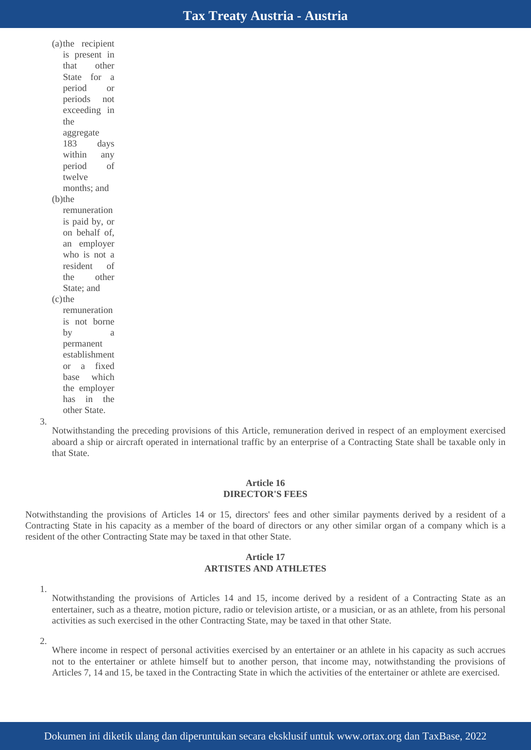(a) the recipient is present in that other State for a period or periods not exceeding in the aggregate 183 days within any period of twelve months; and
(b) the remuneration is paid by, or on behalf of, an employer who is not a resident of the other State; and
(c) the remuneration is not borne by a permanent establishment or a fixed base which the employer has in the other State.

3. Notwithstanding the preceding provisions of this Article, remuneration derived in respect of an employment exercised aboard a ship or aircraft operated in international traffic by an enterprise of a Contracting State shall be taxable only in that State.

## Article 16
## DIRECTOR'S FEES

Notwithstanding the provisions of Articles 14 or 15, directors' fees and other similar payments derived by a resident of a Contracting State in his capacity as a member of the board of directors or any other similar organ of a company which is a resident of the other Contracting State may be taxed in that other State.

## Article 17
## ARTISTES AND ATHLETES

1. Notwithstanding the provisions of Articles 14 and 15, income derived by a resident of a Contracting State as an entertainer, such as a theatre, motion picture, radio or television artiste, or a musician, or as an athlete, from his personal activities as such exercised in the other Contracting State, may be taxed in that other State.

2. Where income in respect of personal activities exercised by an entertainer or an athlete in his capacity as such accrues not to the entertainer or athlete himself but to another person, that income may, notwithstanding the provisions of Articles 7, 14 and 15, be taxed in the Contracting State in which the activities of the entertainer or athlete are exercised.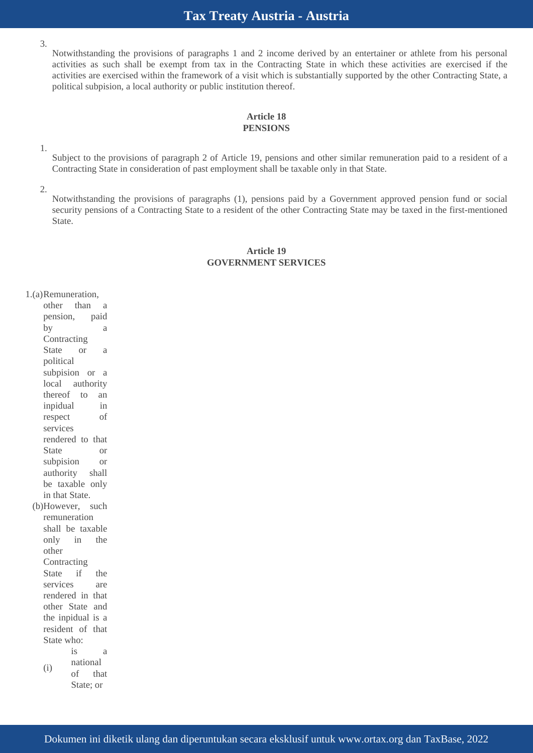3. Notwithstanding the provisions of paragraphs 1 and 2 income derived by an entertainer or athlete from his personal activities as such shall be exempt from tax in the Contracting State in which these activities are exercised if the activities are exercised within the framework of a visit which is substantially supported by the other Contracting State, a political subpision, a local authority or public institution thereof.

## Article 18
## PENSIONS

1. Subject to the provisions of paragraph 2 of Article 19, pensions and other similar remuneration paid to a resident of a Contracting State in consideration of past employment shall be taxable only in that State.

2. Notwithstanding the provisions of paragraphs (1), pensions paid by a Government approved pension fund or social security pensions of a Contracting State to a resident of the other Contracting State may be taxed in the first-mentioned State.

## Article 19
## GOVERNMENT SERVICES

1. (a) Remuneration, other than a pension, paid by a Contracting State or a political subpision or a local authority thereof to an inpidual in respect of services rendered to that State or subpision or authority shall be taxable only in that State.

   (b) However, such remuneration shall be taxable only in the other Contracting State if the services are rendered in that other State and the inpidual is a resident of that State who:

      (i) is a national of that State; or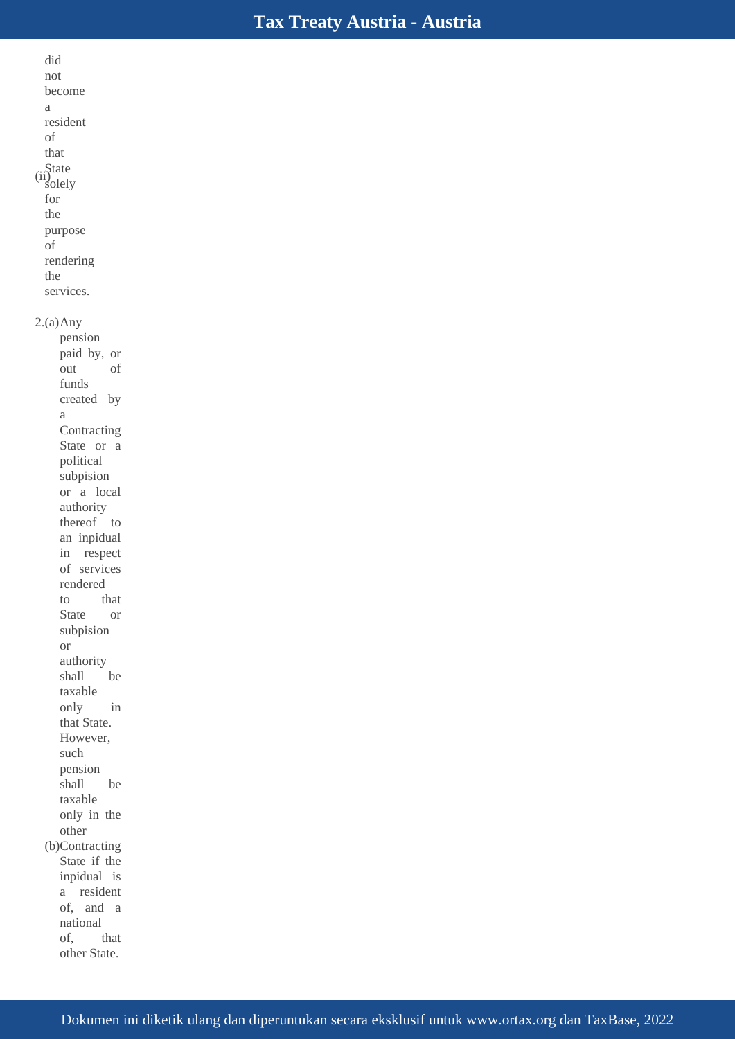(ii) did not become a resident of that State solely for the purpose of rendering the services.

2. (a) Any pension paid by, or out of funds created by a Contracting State or a political subpision or a local authority thereof to an inpidual in respect of services rendered to that State or subpision or authority shall be taxable only in that State. However, such pension shall be taxable only in the other

(b) Contracting State if the inpidual is a resident of, and a national of, that other State.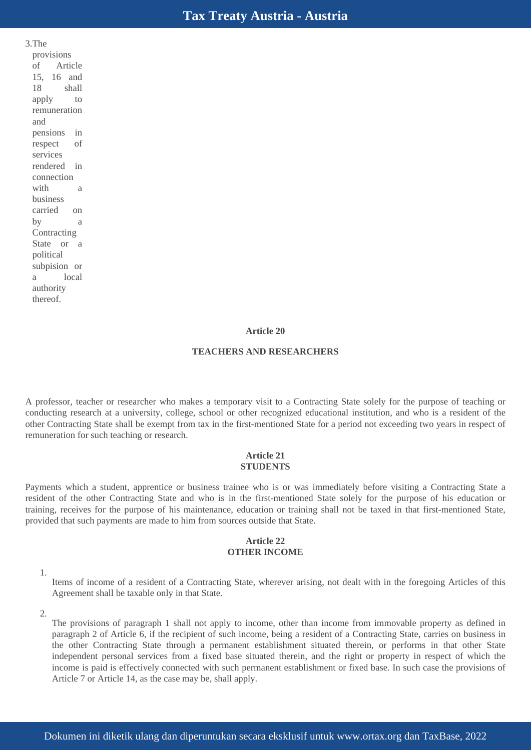3. The provisions of Article 15, 16 and 18 shall apply to remuneration and pensions in respect of services rendered in connection with a business carried on by a Contracting State or a political subpision or a local authority thereof.

## Article 20

## TEACHERS AND RESEARCHERS

A professor, teacher or researcher who makes a temporary visit to a Contracting State solely for the purpose of teaching or conducting research at a university, college, school or other recognized educational institution, and who is a resident of the other Contracting State shall be exempt from tax in the first-mentioned State for a period not exceeding two years in respect of remuneration for such teaching or research.

## Article 21
## STUDENTS

Payments which a student, apprentice or business trainee who is or was immediately before visiting a Contracting State a resident of the other Contracting State and who is in the first-mentioned State solely for the purpose of his education or training, receives for the purpose of his maintenance, education or training shall not be taxed in that first-mentioned State, provided that such payments are made to him from sources outside that State.

## Article 22
## OTHER INCOME

1. Items of income of a resident of a Contracting State, wherever arising, not dealt with in the foregoing Articles of this Agreement shall be taxable only in that State.

2. The provisions of paragraph 1 shall not apply to income, other than income from immovable property as defined in paragraph 2 of Article 6, if the recipient of such income, being a resident of a Contracting State, carries on business in the other Contracting State through a permanent establishment situated therein, or performs in that other State independent personal services from a fixed base situated therein, and the right or property in respect of which the income is paid is effectively connected with such permanent establishment or fixed base. In such case the provisions of Article 7 or Article 14, as the case may be, shall apply.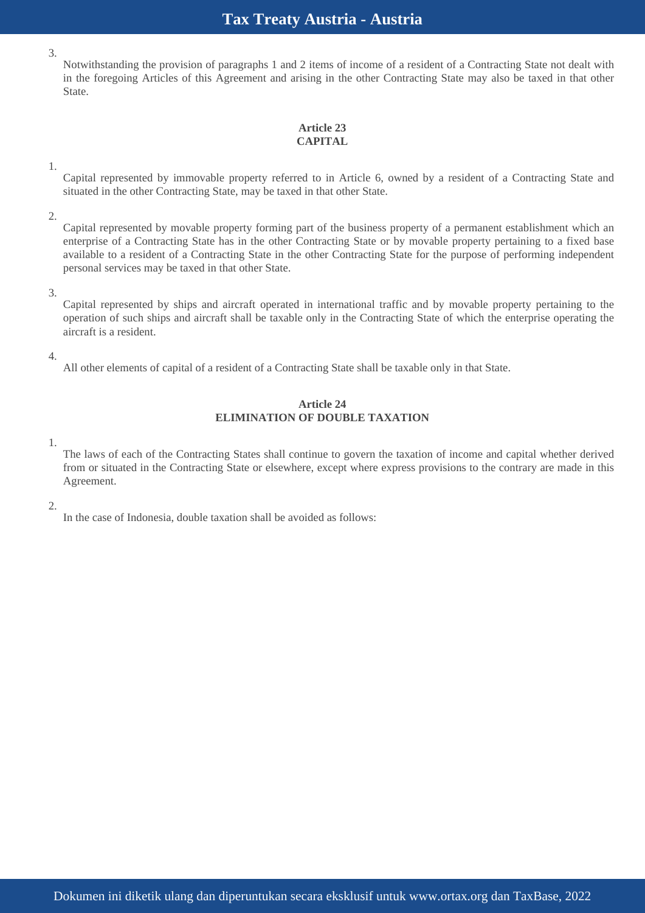3. Notwithstanding the provision of paragraphs 1 and 2 items of income of a resident of a Contracting State not dealt with in the foregoing Articles of this Agreement and arising in the other Contracting State may also be taxed in that other State.

### Article 23
### CAPITAL

1. Capital represented by immovable property referred to in Article 6, owned by a resident of a Contracting State and situated in the other Contracting State, may be taxed in that other State.

2. Capital represented by movable property forming part of the business property of a permanent establishment which an enterprise of a Contracting State has in the other Contracting State or by movable property pertaining to a fixed base available to a resident of a Contracting State in the other Contracting State for the purpose of performing independent personal services may be taxed in that other State.

3. Capital represented by ships and aircraft operated in international traffic and by movable property pertaining to the operation of such ships and aircraft shall be taxable only in the Contracting State of which the enterprise operating the aircraft is a resident.

4. All other elements of capital of a resident of a Contracting State shall be taxable only in that State.

### Article 24
### ELIMINATION OF DOUBLE TAXATION

1. The laws of each of the Contracting States shall continue to govern the taxation of income and capital whether derived from or situated in the Contracting State or elsewhere, except where express provisions to the contrary are made in this Agreement.

2. In the case of Indonesia, double taxation shall be avoided as follows: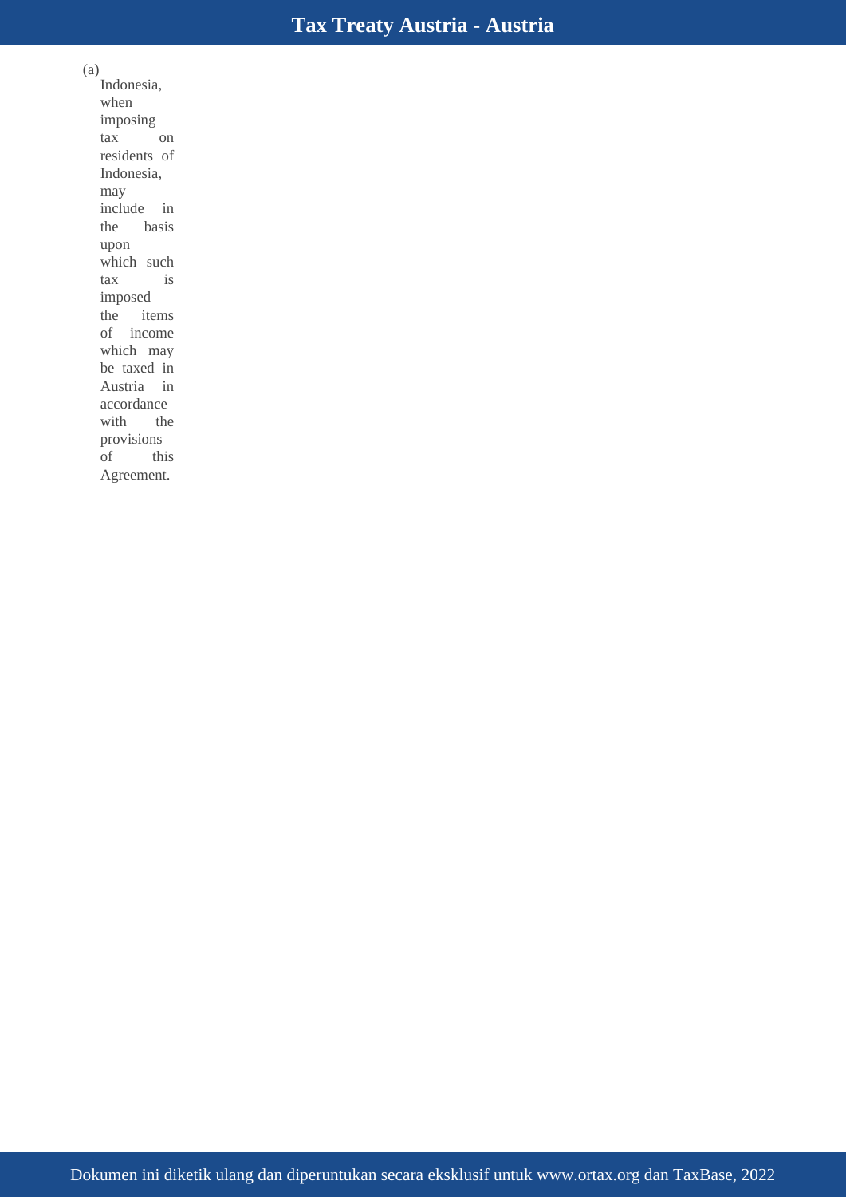(a) Indonesia, when imposing tax on residents of Indonesia, may include in the basis upon which such tax is imposed the items of income which may be taxed in Austria in accordance with the provisions of this Agreement.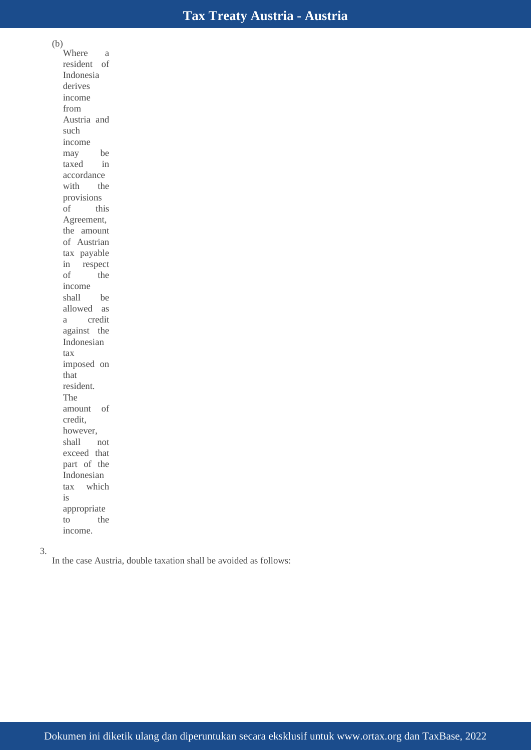(b) Where a resident of Indonesia derives income from Austria and such income may be taxed in accordance with the provisions of this Agreement, the amount of Austrian tax payable in respect of the income shall be allowed as a credit against the Indonesian tax imposed on that resident. The amount of credit, however, shall not exceed that part of the Indonesian tax which is appropriate to the income.

3. In the case Austria, double taxation shall be avoided as follows: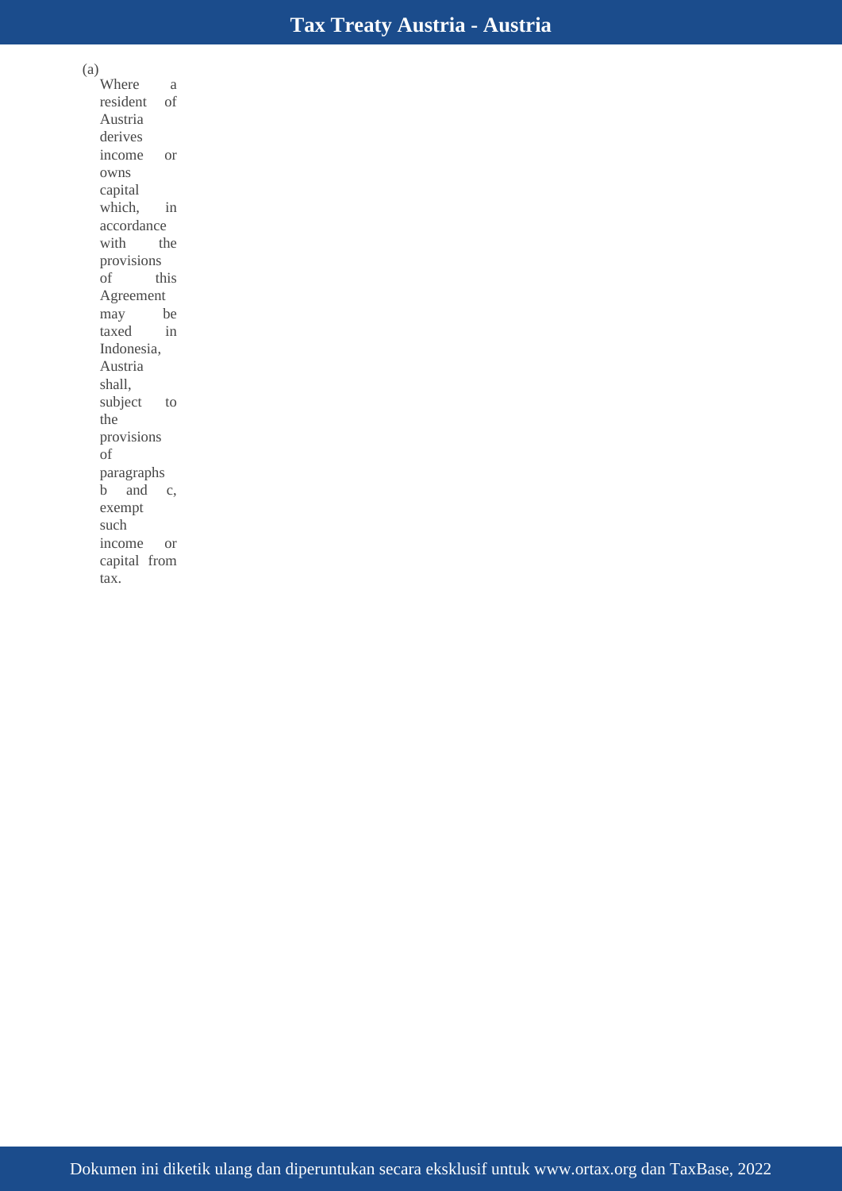(a) Where a resident of Austria derives income or owns capital which, in accordance with the provisions of this Agreement may be taxed in Indonesia, Austria shall, subject to the provisions of paragraphs b and c, exempt such income or capital from tax.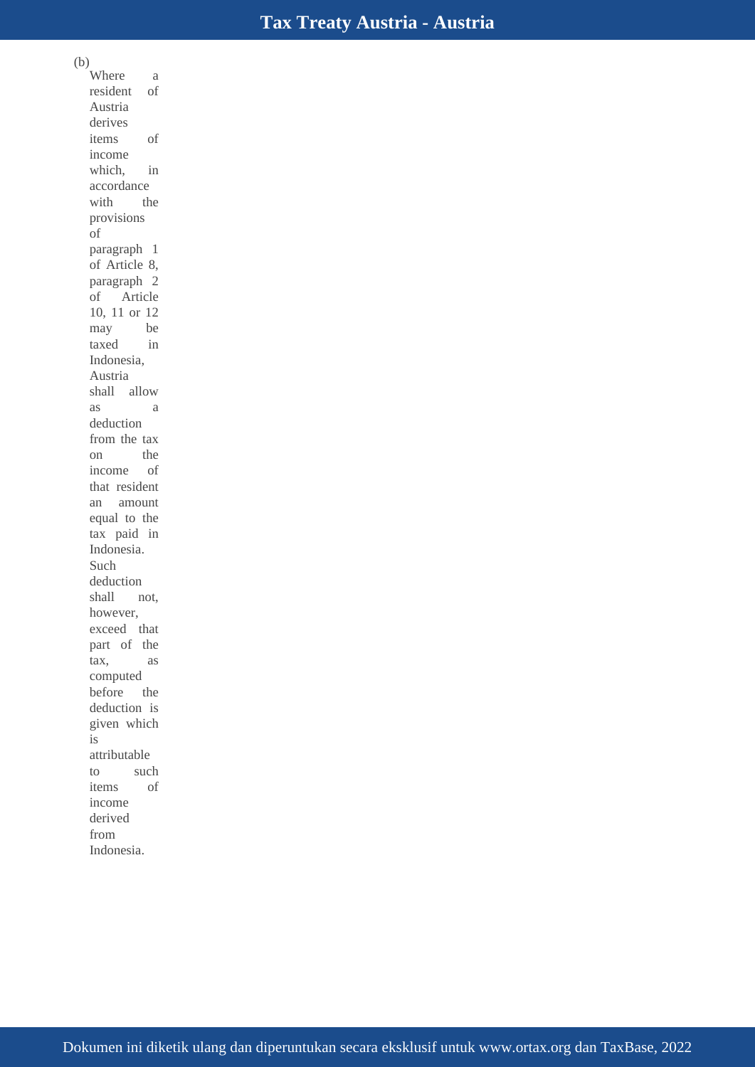(b) Where a resident of Austria derives items of income which, in accordance with the provisions of paragraph 1 of Article 8, paragraph 2 of Article 10, 11 or 12 may be taxed in Indonesia, Austria shall allow as a deduction from the tax on the income of that resident an amount equal to the tax paid in Indonesia. Such deduction shall not, however, exceed that part of the tax, as computed before the deduction is given which is attributable to such items of income derived from Indonesia.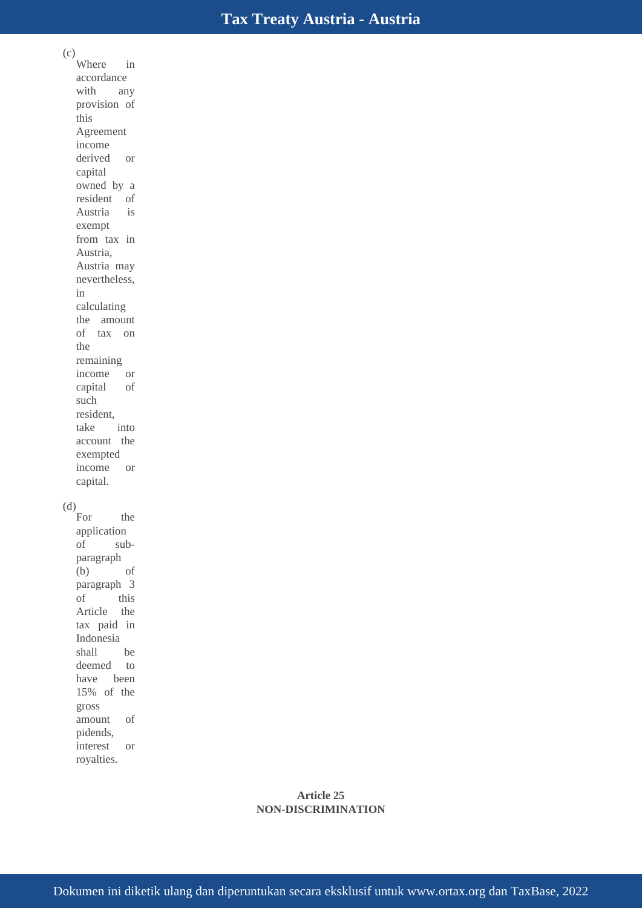(c) Where in accordance with any provision of this Agreement income derived or capital owned by a resident of Austria is exempt from tax in Austria, Austria may nevertheless, in calculating the amount of tax on the remaining income or capital of such resident, take into account the exempted income or capital.

(d) For the application of sub-paragraph (b) of paragraph 3 of this Article the tax paid in Indonesia shall be deemed to have been 15% of the gross amount of pidends, interest or royalties.

**Article 25**
**NON-DISCRIMINATION**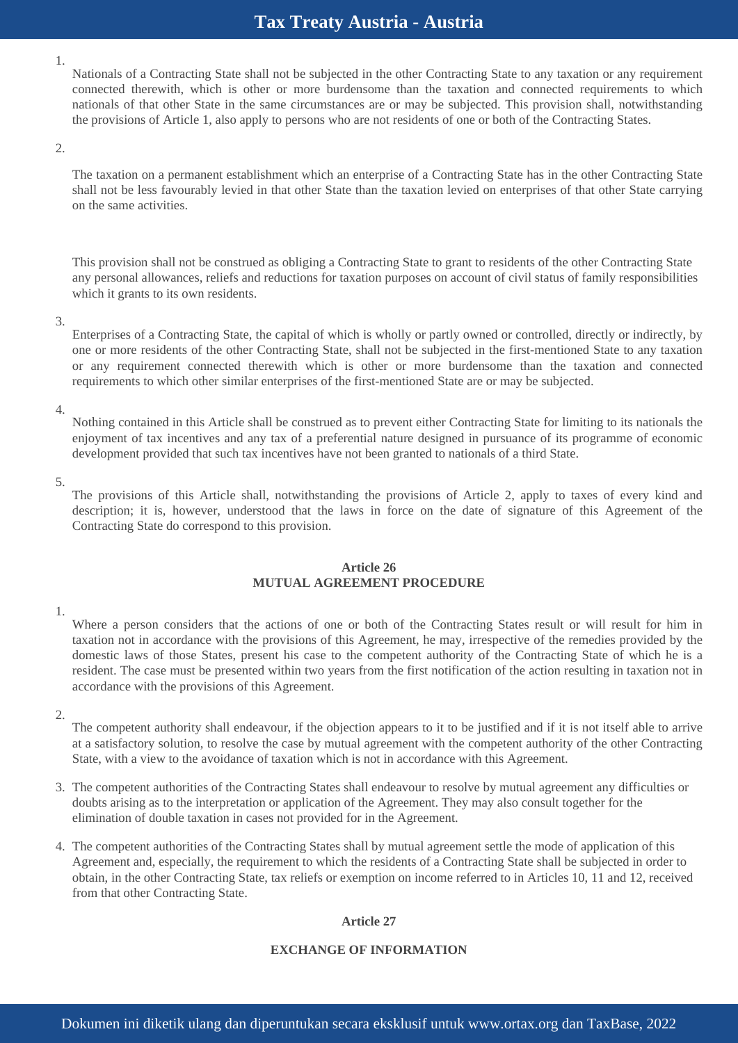1. Nationals of a Contracting State shall not be subjected in the other Contracting State to any taxation or any requirement connected therewith, which is other or more burdensome than the taxation and connected requirements to which nationals of that other State in the same circumstances are or may be subjected. This provision shall, notwithstanding the provisions of Article 1, also apply to persons who are not residents of one or both of the Contracting States.

2. The taxation on a permanent establishment which an enterprise of a Contracting State has in the other Contracting State shall not be less favourably levied in that other State than the taxation levied on enterprises of that other State carrying on the same activities.

   This provision shall not be construed as obliging a Contracting State to grant to residents of the other Contracting State any personal allowances, reliefs and reductions for taxation purposes on account of civil status of family responsibilities which it grants to its own residents.

3. Enterprises of a Contracting State, the capital of which is wholly or partly owned or controlled, directly or indirectly, by one or more residents of the other Contracting State, shall not be subjected in the first-mentioned State to any taxation or any requirement connected therewith which is other or more burdensome than the taxation and connected requirements to which other similar enterprises of the first-mentioned State are or may be subjected.

4. Nothing contained in this Article shall be construed as to prevent either Contracting State for limiting to its nationals the enjoyment of tax incentives and any tax of a preferential nature designed in pursuance of its programme of economic development provided that such tax incentives have not been granted to nationals of a third State.

5. The provisions of this Article shall, notwithstanding the provisions of Article 2, apply to taxes of every kind and description; it is, however, understood that the laws in force on the date of signature of this Agreement of the Contracting State do correspond to this provision.

## Article 26
## MUTUAL AGREEMENT PROCEDURE

1. Where a person considers that the actions of one or both of the Contracting States result or will result for him in taxation not in accordance with the provisions of this Agreement, he may, irrespective of the remedies provided by the domestic laws of those States, present his case to the competent authority of the Contracting State of which he is a resident. The case must be presented within two years from the first notification of the action resulting in taxation not in accordance with the provisions of this Agreement.

2. The competent authority shall endeavour, if the objection appears to it to be justified and if it is not itself able to arrive at a satisfactory solution, to resolve the case by mutual agreement with the competent authority of the other Contracting State, with a view to the avoidance of taxation which is not in accordance with this Agreement.

3. The competent authorities of the Contracting States shall endeavour to resolve by mutual agreement any difficulties or doubts arising as to the interpretation or application of the Agreement. They may also consult together for the elimination of double taxation in cases not provided for in the Agreement.

4. The competent authorities of the Contracting States shall by mutual agreement settle the mode of application of this Agreement and, especially, the requirement to which the residents of a Contracting State shall be subjected in order to obtain, in the other Contracting State, tax reliefs or exemption on income referred to in Articles 10, 11 and 12, received from that other Contracting State.

## Article 27

## EXCHANGE OF INFORMATION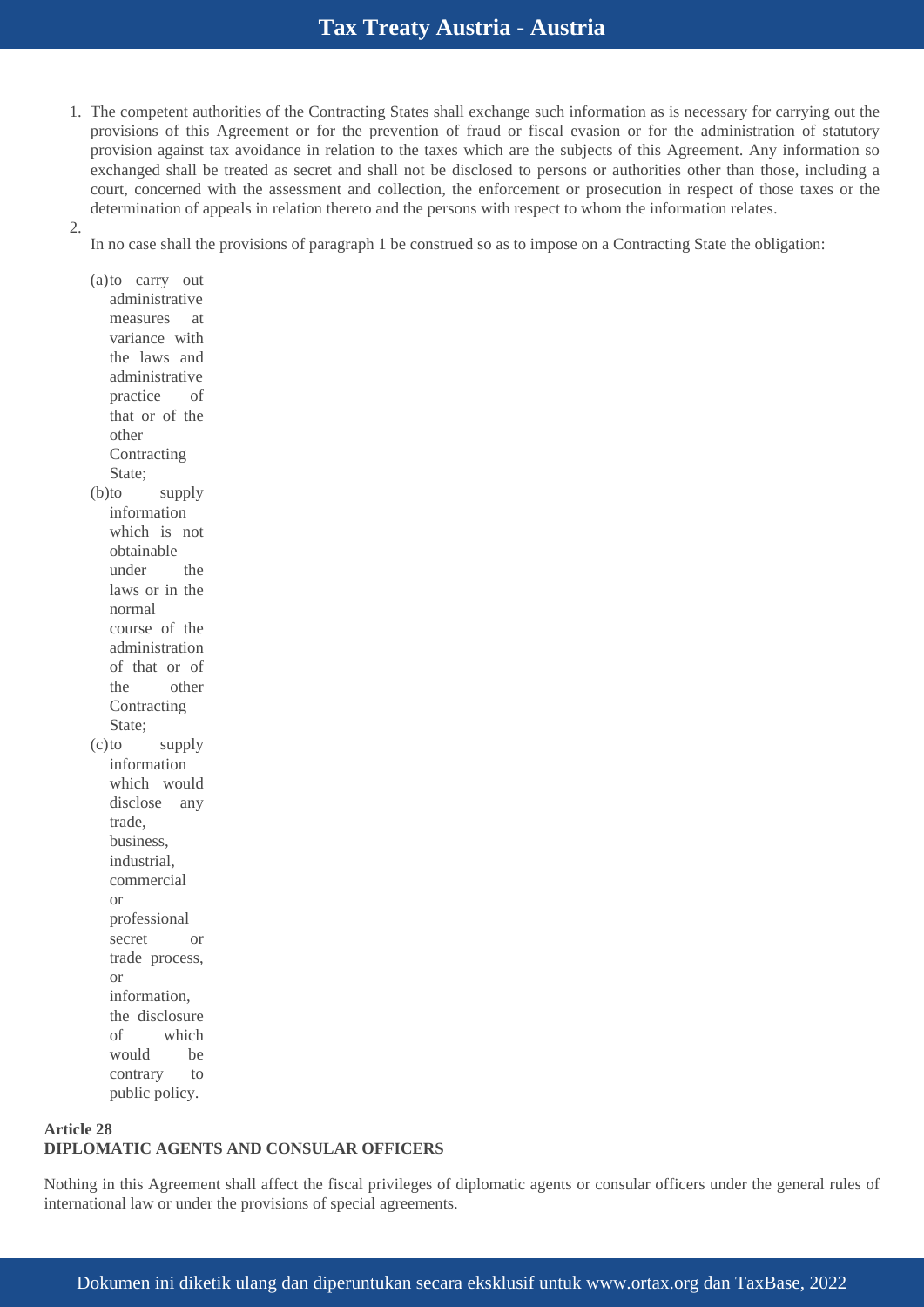1. The competent authorities of the Contracting States shall exchange such information as is necessary for carrying out the provisions of this Agreement or for the prevention of fraud or fiscal evasion or for the administration of statutory provision against tax avoidance in relation to the taxes which are the subjects of this Agreement. Any information so exchanged shall be treated as secret and shall not be disclosed to persons or authorities other than those, including a court, concerned with the assessment and collection, the enforcement or prosecution in respect of those taxes or the determination of appeals in relation thereto and the persons with respect to whom the information relates.
2. In no case shall the provisions of paragraph 1 be construed so as to impose on a Contracting State the obligation:
   - (a) to carry out administrative measures at variance with the laws and administrative practice of that or of the other Contracting State;
   - (b) to supply information which is not obtainable under the laws or in the normal course of the administration of that or of the other Contracting State;
   - (c) to supply information which would disclose any trade, business, industrial, commercial or professional secret or trade process, or information, the disclosure of which would be contrary to public policy.

**Article 28**
**DIPLOMATIC AGENTS AND CONSULAR OFFICERS**

Nothing in this Agreement shall affect the fiscal privileges of diplomatic agents or consular officers under the general rules of international law or under the provisions of special agreements.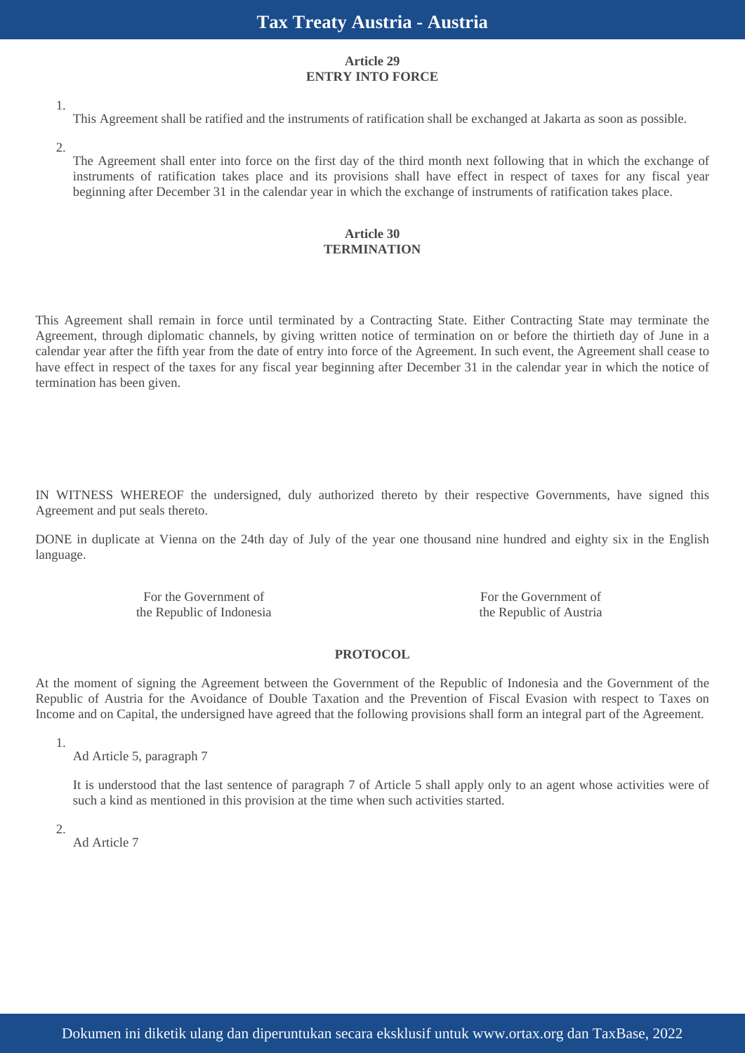## Article 29
## ENTRY INTO FORCE

1. This Agreement shall be ratified and the instruments of ratification shall be exchanged at Jakarta as soon as possible.

2. The Agreement shall enter into force on the first day of the third month next following that in which the exchange of instruments of ratification takes place and its provisions shall have effect in respect of taxes for any fiscal year beginning after December 31 in the calendar year in which the exchange of instruments of ratification takes place.

## Article 30
## TERMINATION

This Agreement shall remain in force until terminated by a Contracting State. Either Contracting State may terminate the Agreement, through diplomatic channels, by giving written notice of termination on or before the thirtieth day of June in a calendar year after the fifth year from the date of entry into force of the Agreement. In such event, the Agreement shall cease to have effect in respect of the taxes for any fiscal year beginning after December 31 in the calendar year in which the notice of termination has been given.

IN WITNESS WHEREOF the undersigned, duly authorized thereto by their respective Governments, have signed this Agreement and put seals thereto.

DONE in duplicate at Vienna on the 24th day of July of the year one thousand nine hundred and eighty six in the English language.

| For the Government of the Republic of Indonesia | For the Government of the Republic of Austria |
|---|---|

## PROTOCOL

At the moment of signing the Agreement between the Government of the Republic of Indonesia and the Government of the Republic of Austria for the Avoidance of Double Taxation and the Prevention of Fiscal Evasion with respect to Taxes on Income and on Capital, the undersigned have agreed that the following provisions shall form an integral part of the Agreement.

1. Ad Article 5, paragraph 7

   It is understood that the last sentence of paragraph 7 of Article 5 shall apply only to an agent whose activities were of such a kind as mentioned in this provision at the time when such activities started.

2. Ad Article 7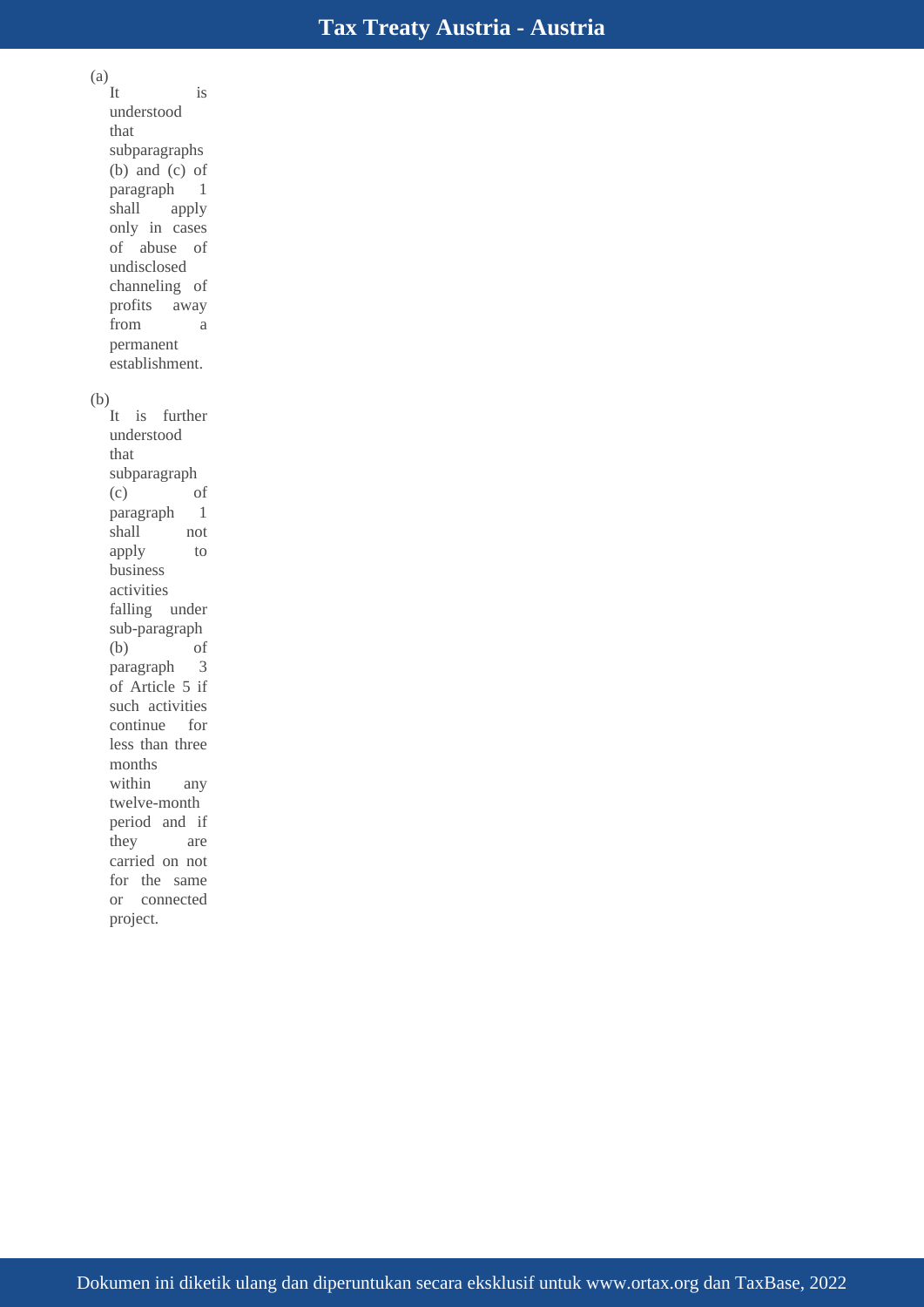(a) It is understood that subparagraphs (b) and (c) of paragraph 1 shall apply only in cases of abuse of undisclosed channeling of profits away from a permanent establishment.

(b) It is further understood that subparagraph (c) of paragraph 1 shall not apply to business activities falling under sub-paragraph (b) of paragraph 3 of Article 5 if such activities continue for less than three months within any twelve-month period and if they are carried on not for the same or connected project.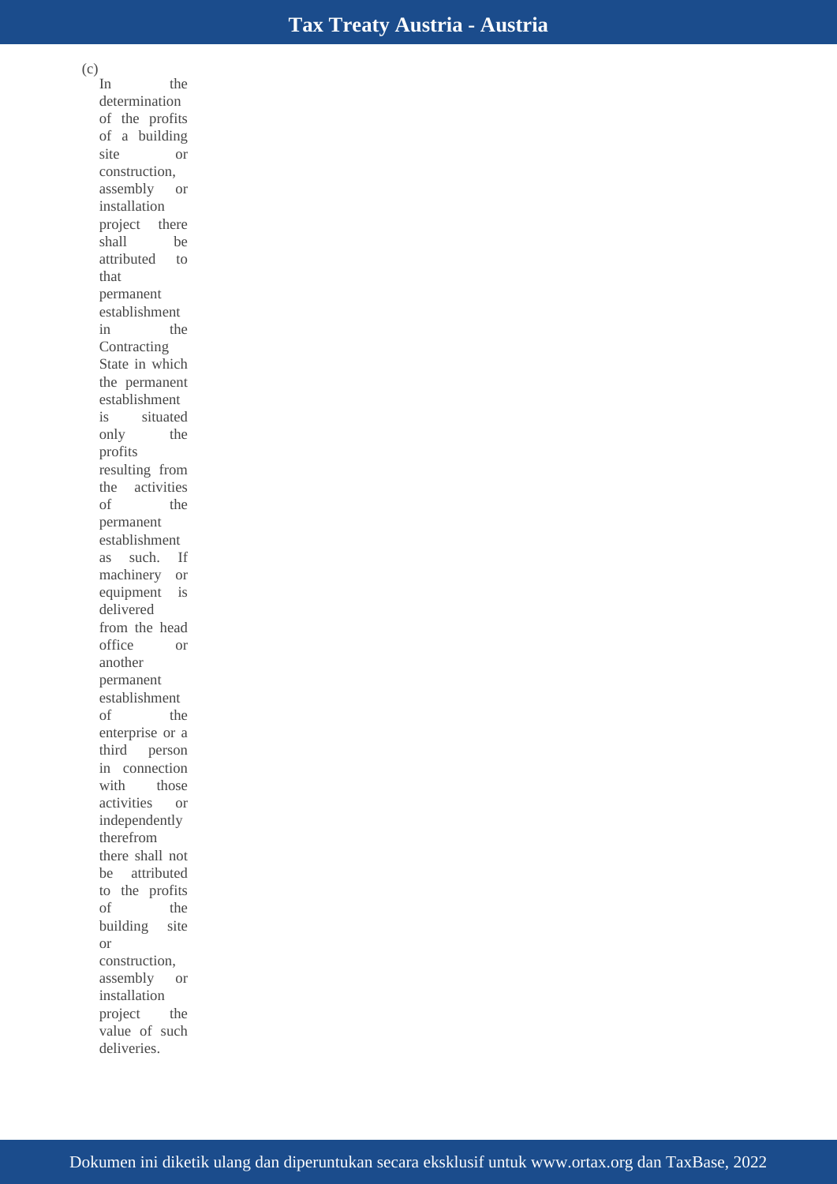(c) In the determination of the profits of a building site or construction, assembly or installation project there shall be attributed to that permanent establishment in the Contracting State in which the permanent establishment is situated only the profits resulting from the activities of the permanent establishment as such. If machinery or equipment is delivered from the head office or another permanent establishment of the enterprise or a third person in connection with those activities or independently therefrom there shall not be attributed to the profits of the building site or construction, assembly or installation project the value of such deliveries.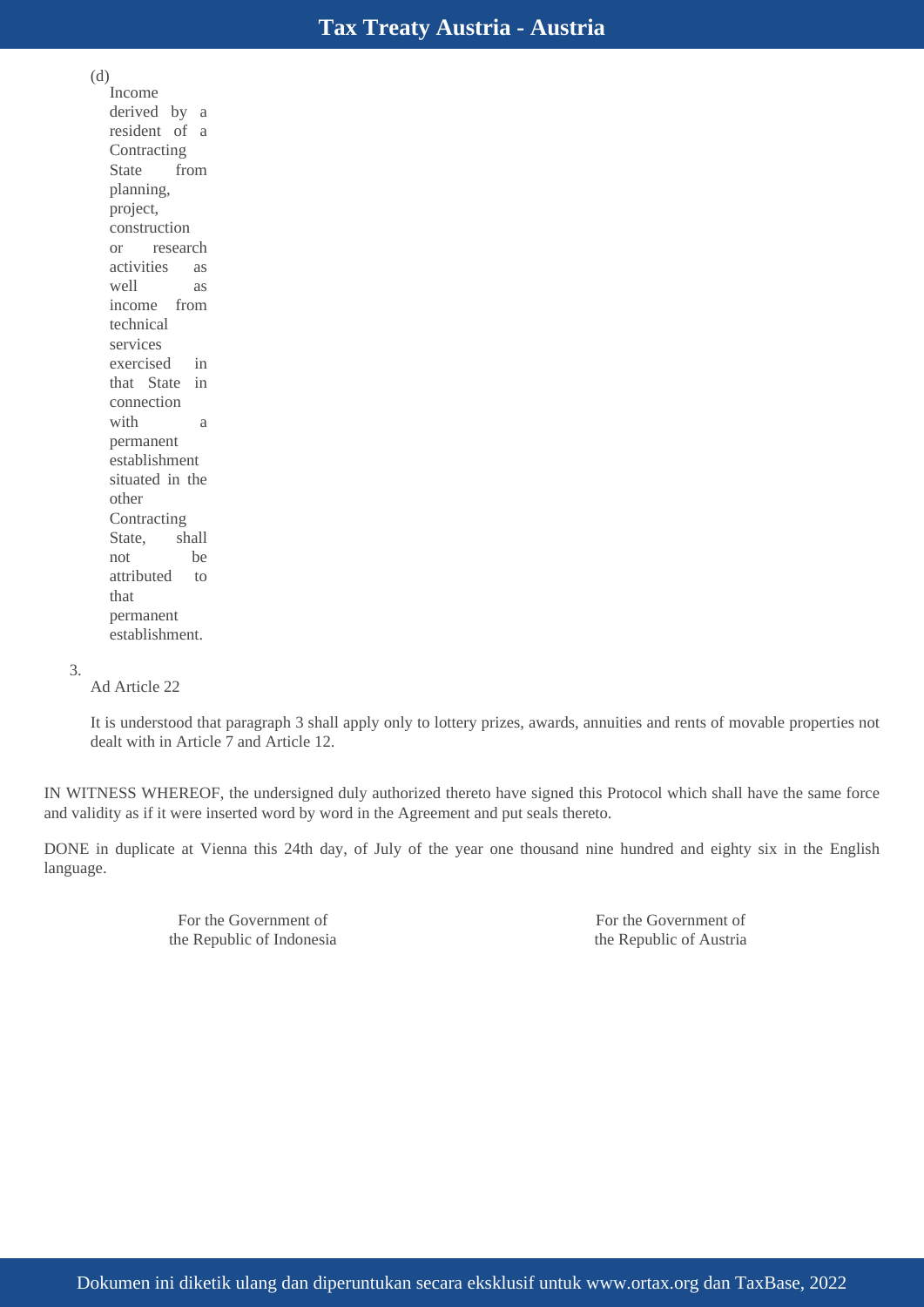(d) Income derived by a resident of a Contracting State from planning, project, construction or research activities as well as income from technical services exercised in that State in connection with a permanent establishment situated in the other Contracting State, shall not be attributed to that permanent establishment.

3. Ad Article 22

It is understood that paragraph 3 shall apply only to lottery prizes, awards, annuities and rents of movable properties not dealt with in Article 7 and Article 12.

IN WITNESS WHEREOF, the undersigned duly authorized thereto have signed this Protocol which shall have the same force and validity as if it were inserted word by word in the Agreement and put seals thereto.

DONE in duplicate at Vienna this 24th day, of July of the year one thousand nine hundred and eighty six in the English language.

| For the Government of the Republic of Indonesia | For the Government of the Republic of Austria |
| --- | --- |